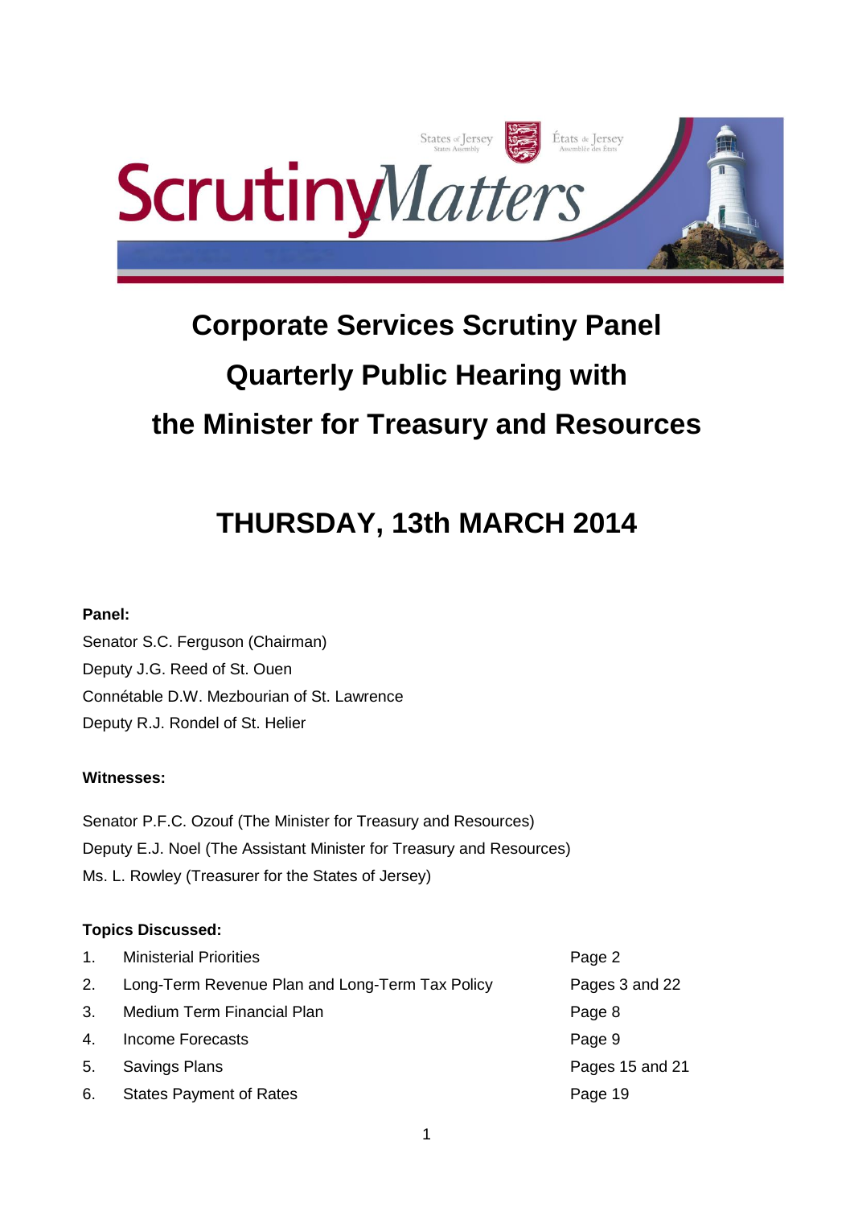# Corporate Services Scrutiny Panel

# Quarterly Public Hearing with

# the Minister for Treasury and Resources

## THURSDAY, 13th MARCH 2014

**Panel:**

Senator S.C. Ferguson (Chairman)
Deputy J.G. Reed of St. Ouen
Connétable D.W. Mezbourian of St. Lawrence
Deputy R.J. Rondel of St. Helier

**Witnesses:**

Senator P.F.C. Ozouf (The Minister for Treasury and Resources)
Deputy E.J. Noel (The Assistant Minister for Treasury and Resources)
Ms. L. Rowley (Treasurer for the States of Jersey)

**Topics Discussed:**

| | | |
|---|---|---|
| 1. | Ministerial Priorities | Page 2 |
| 2. | Long-Term Revenue Plan and Long-Term Tax Policy | Pages 3 and 22 |
| 3. | Medium Term Financial Plan | Page 8 |
| 4. | Income Forecasts | Page 9 |
| 5. | Savings Plans | Pages 15 and 21 |
| 6. | States Payment of Rates | Page 19 |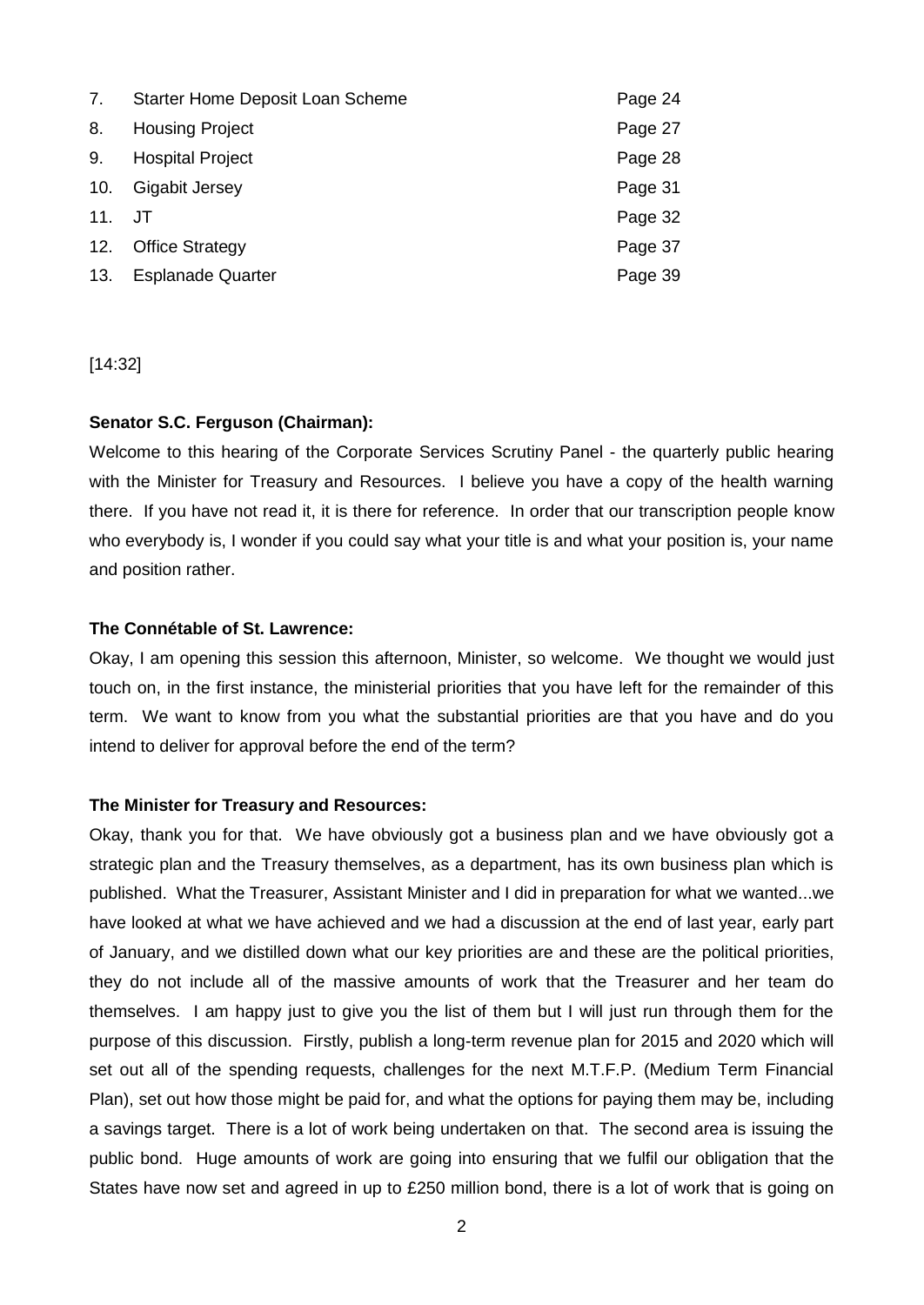| | | |
|---|---|---|
| 7. | Starter Home Deposit Loan Scheme | Page 24 |
| 8. | Housing Project | Page 27 |
| 9. | Hospital Project | Page 28 |
| 10. | Gigabit Jersey | Page 31 |
| 11. | JT | Page 32 |
| 12. | Office Strategy | Page 37 |
| 13. | Esplanade Quarter | Page 39 |

[14:32]

**Senator S.C. Ferguson (Chairman):**

Welcome to this hearing of the Corporate Services Scrutiny Panel - the quarterly public hearing with the Minister for Treasury and Resources. I believe you have a copy of the health warning there. If you have not read it, it is there for reference. In order that our transcription people know who everybody is, I wonder if you could say what your title is and what your position is, your name and position rather.

**The Connétable of St. Lawrence:**

Okay, I am opening this session this afternoon, Minister, so welcome. We thought we would just touch on, in the first instance, the ministerial priorities that you have left for the remainder of this term. We want to know from you what the substantial priorities are that you have and do you intend to deliver for approval before the end of the term?

**The Minister for Treasury and Resources:**

Okay, thank you for that. We have obviously got a business plan and we have obviously got a strategic plan and the Treasury themselves, as a department, has its own business plan which is published. What the Treasurer, Assistant Minister and I did in preparation for what we wanted...we have looked at what we have achieved and we had a discussion at the end of last year, early part of January, and we distilled down what our key priorities are and these are the political priorities, they do not include all of the massive amounts of work that the Treasurer and her team do themselves. I am happy just to give you the list of them but I will just run through them for the purpose of this discussion. Firstly, publish a long-term revenue plan for 2015 and 2020 which will set out all of the spending requests, challenges for the next M.T.F.P. (Medium Term Financial Plan), set out how those might be paid for, and what the options for paying them may be, including a savings target. There is a lot of work being undertaken on that. The second area is issuing the public bond. Huge amounts of work are going into ensuring that we fulfil our obligation that the States have now set and agreed in up to £250 million bond, there is a lot of work that is going on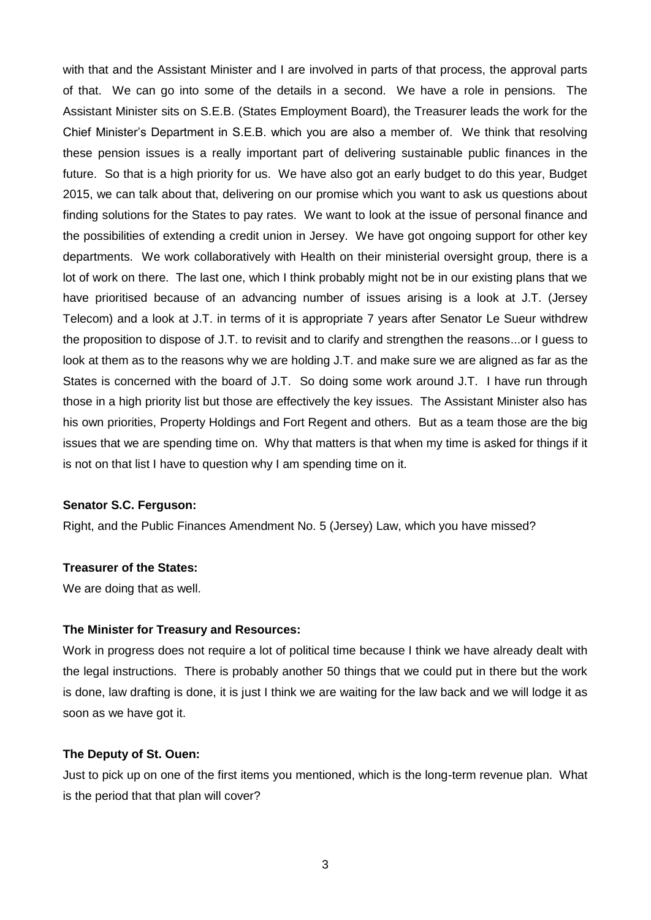with that and the Assistant Minister and I are involved in parts of that process, the approval parts of that. We can go into some of the details in a second. We have a role in pensions. The Assistant Minister sits on S.E.B. (States Employment Board), the Treasurer leads the work for the Chief Minister's Department in S.E.B. which you are also a member of. We think that resolving these pension issues is a really important part of delivering sustainable public finances in the future. So that is a high priority for us. We have also got an early budget to do this year, Budget 2015, we can talk about that, delivering on our promise which you want to ask us questions about finding solutions for the States to pay rates. We want to look at the issue of personal finance and the possibilities of extending a credit union in Jersey. We have got ongoing support for other key departments. We work collaboratively with Health on their ministerial oversight group, there is a lot of work on there. The last one, which I think probably might not be in our existing plans that we have prioritised because of an advancing number of issues arising is a look at J.T. (Jersey Telecom) and a look at J.T. in terms of it is appropriate 7 years after Senator Le Sueur withdrew the proposition to dispose of J.T. to revisit and to clarify and strengthen the reasons...or I guess to look at them as to the reasons why we are holding J.T. and make sure we are aligned as far as the States is concerned with the board of J.T. So doing some work around J.T. I have run through those in a high priority list but those are effectively the key issues. The Assistant Minister also has his own priorities, Property Holdings and Fort Regent and others. But as a team those are the big issues that we are spending time on. Why that matters is that when my time is asked for things if it is not on that list I have to question why I am spending time on it.

**Senator S.C. Ferguson:**

Right, and the Public Finances Amendment No. 5 (Jersey) Law, which you have missed?

**Treasurer of the States:**

We are doing that as well.

**The Minister for Treasury and Resources:**

Work in progress does not require a lot of political time because I think we have already dealt with the legal instructions. There is probably another 50 things that we could put in there but the work is done, law drafting is done, it is just I think we are waiting for the law back and we will lodge it as soon as we have got it.

**The Deputy of St. Ouen:**

Just to pick up on one of the first items you mentioned, which is the long-term revenue plan. What is the period that that plan will cover?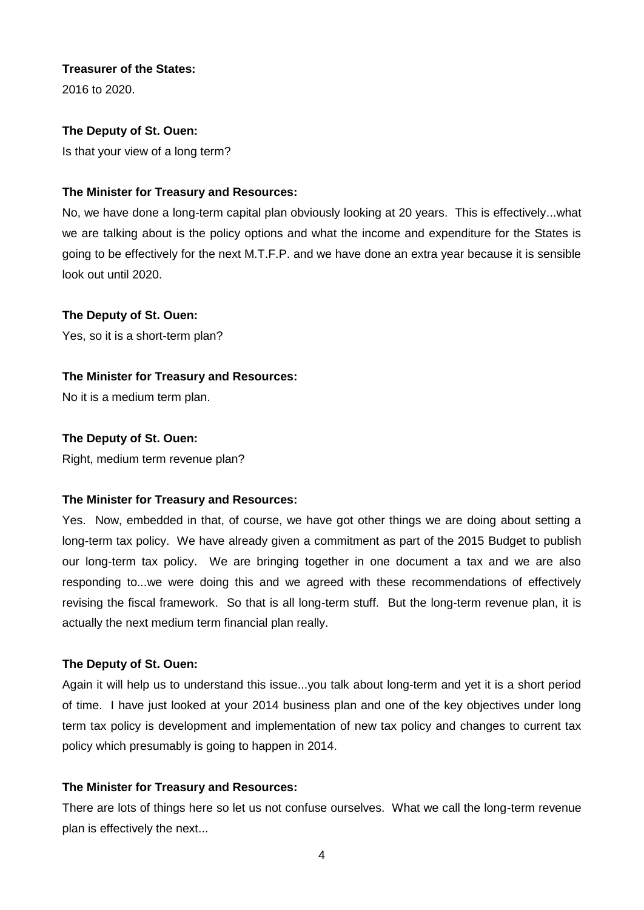**Treasurer of the States:**

2016 to 2020.

**The Deputy of St. Ouen:**

Is that your view of a long term?

**The Minister for Treasury and Resources:**

No, we have done a long-term capital plan obviously looking at 20 years. This is effectively...what we are talking about is the policy options and what the income and expenditure for the States is going to be effectively for the next M.T.F.P. and we have done an extra year because it is sensible look out until 2020.

**The Deputy of St. Ouen:**

Yes, so it is a short-term plan?

**The Minister for Treasury and Resources:**

No it is a medium term plan.

**The Deputy of St. Ouen:**

Right, medium term revenue plan?

**The Minister for Treasury and Resources:**

Yes. Now, embedded in that, of course, we have got other things we are doing about setting a long-term tax policy. We have already given a commitment as part of the 2015 Budget to publish our long-term tax policy. We are bringing together in one document a tax and we are also responding to...we were doing this and we agreed with these recommendations of effectively revising the fiscal framework. So that is all long-term stuff. But the long-term revenue plan, it is actually the next medium term financial plan really.

**The Deputy of St. Ouen:**

Again it will help us to understand this issue...you talk about long-term and yet it is a short period of time. I have just looked at your 2014 business plan and one of the key objectives under long term tax policy is development and implementation of new tax policy and changes to current tax policy which presumably is going to happen in 2014.

**The Minister for Treasury and Resources:**

There are lots of things here so let us not confuse ourselves. What we call the long-term revenue plan is effectively the next...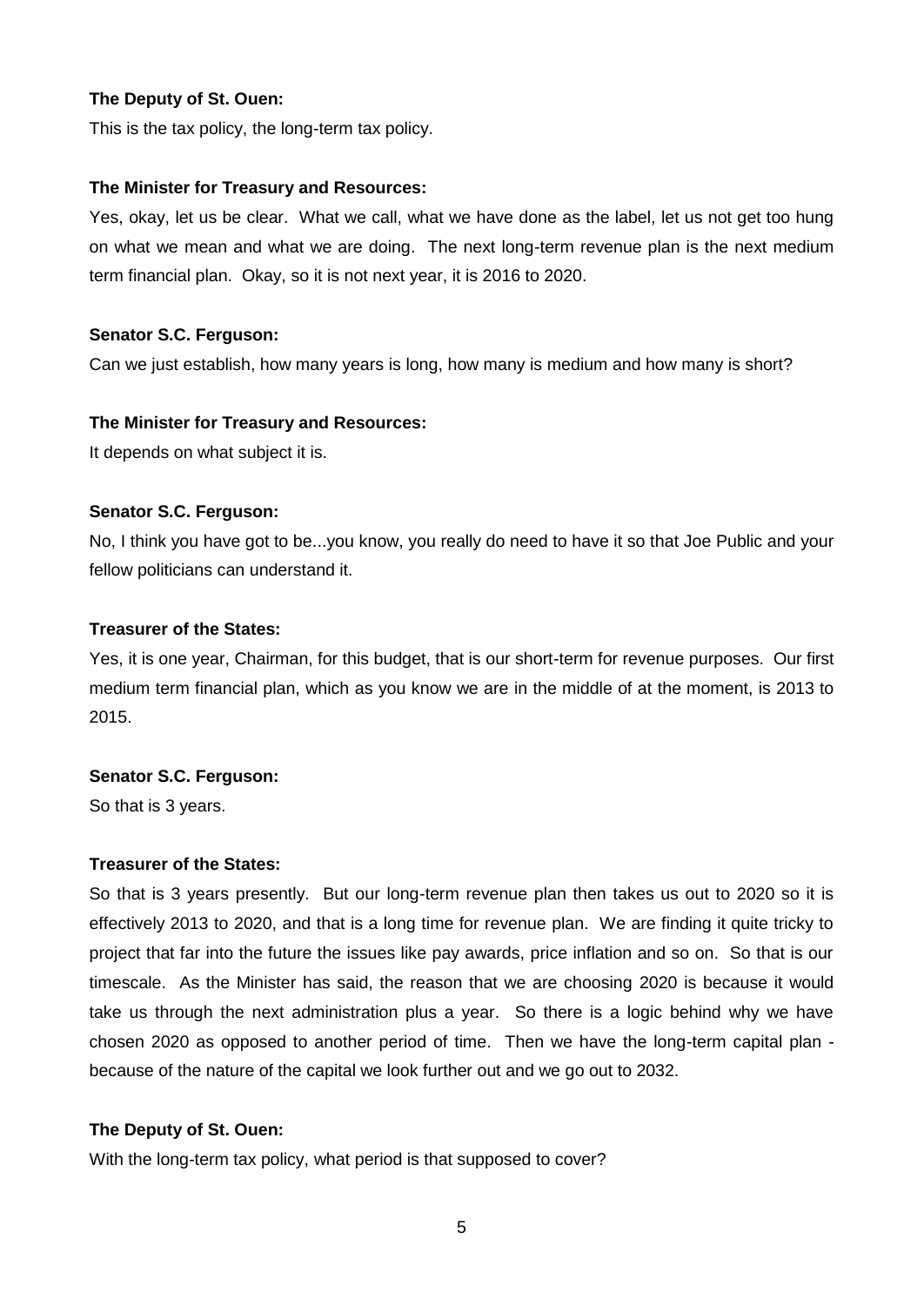**The Deputy of St. Ouen:**

This is the tax policy, the long-term tax policy.

**The Minister for Treasury and Resources:**

Yes, okay, let us be clear. What we call, what we have done as the label, let us not get too hung on what we mean and what we are doing. The next long-term revenue plan is the next medium term financial plan. Okay, so it is not next year, it is 2016 to 2020.

**Senator S.C. Ferguson:**

Can we just establish, how many years is long, how many is medium and how many is short?

**The Minister for Treasury and Resources:**

It depends on what subject it is.

**Senator S.C. Ferguson:**

No, I think you have got to be...you know, you really do need to have it so that Joe Public and your fellow politicians can understand it.

**Treasurer of the States:**

Yes, it is one year, Chairman, for this budget, that is our short-term for revenue purposes. Our first medium term financial plan, which as you know we are in the middle of at the moment, is 2013 to 2015.

**Senator S.C. Ferguson:**

So that is 3 years.

**Treasurer of the States:**

So that is 3 years presently. But our long-term revenue plan then takes us out to 2020 so it is effectively 2013 to 2020, and that is a long time for revenue plan. We are finding it quite tricky to project that far into the future the issues like pay awards, price inflation and so on. So that is our timescale. As the Minister has said, the reason that we are choosing 2020 is because it would take us through the next administration plus a year. So there is a logic behind why we have chosen 2020 as opposed to another period of time. Then we have the long-term capital plan - because of the nature of the capital we look further out and we go out to 2032.

**The Deputy of St. Ouen:**

With the long-term tax policy, what period is that supposed to cover?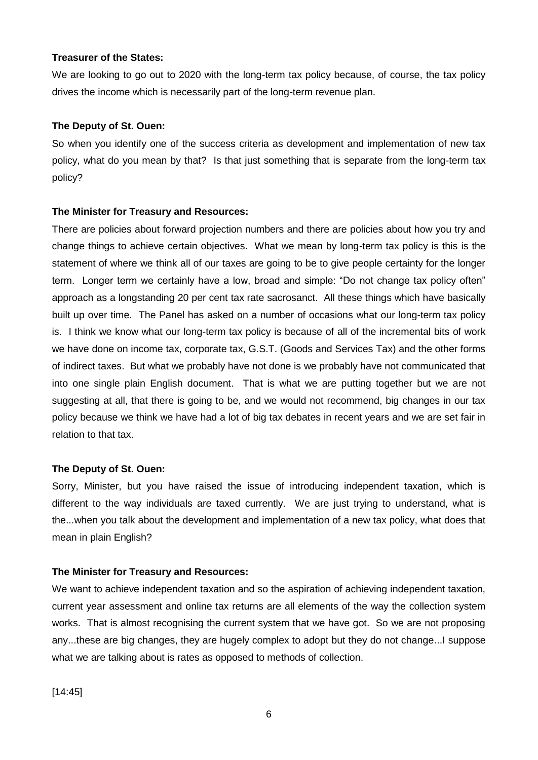**Treasurer of the States:**

We are looking to go out to 2020 with the long-term tax policy because, of course, the tax policy drives the income which is necessarily part of the long-term revenue plan.

**The Deputy of St. Ouen:**

So when you identify one of the success criteria as development and implementation of new tax policy, what do you mean by that? Is that just something that is separate from the long-term tax policy?

**The Minister for Treasury and Resources:**

There are policies about forward projection numbers and there are policies about how you try and change things to achieve certain objectives. What we mean by long-term tax policy is this is the statement of where we think all of our taxes are going to be to give people certainty for the longer term. Longer term we certainly have a low, broad and simple: "Do not change tax policy often" approach as a longstanding 20 per cent tax rate sacrosanct. All these things which have basically built up over time. The Panel has asked on a number of occasions what our long-term tax policy is. I think we know what our long-term tax policy is because of all of the incremental bits of work we have done on income tax, corporate tax, G.S.T. (Goods and Services Tax) and the other forms of indirect taxes. But what we probably have not done is we probably have not communicated that into one single plain English document. That is what we are putting together but we are not suggesting at all, that there is going to be, and we would not recommend, big changes in our tax policy because we think we have had a lot of big tax debates in recent years and we are set fair in relation to that tax.

**The Deputy of St. Ouen:**

Sorry, Minister, but you have raised the issue of introducing independent taxation, which is different to the way individuals are taxed currently. We are just trying to understand, what is the...when you talk about the development and implementation of a new tax policy, what does that mean in plain English?

**The Minister for Treasury and Resources:**

We want to achieve independent taxation and so the aspiration of achieving independent taxation, current year assessment and online tax returns are all elements of the way the collection system works. That is almost recognising the current system that we have got. So we are not proposing any...these are big changes, they are hugely complex to adopt but they do not change...I suppose what we are talking about is rates as opposed to methods of collection.

[14:45]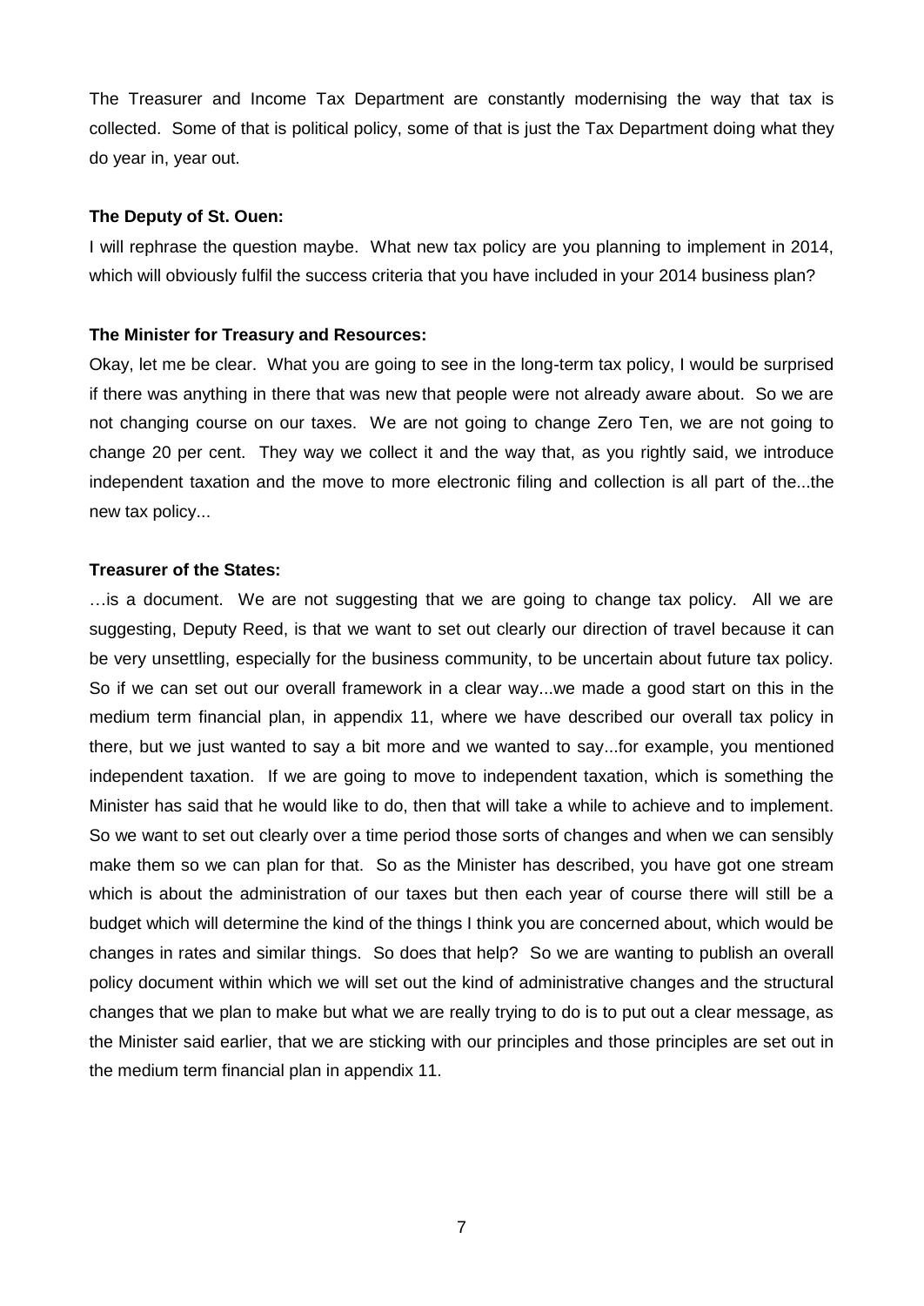The Treasurer and Income Tax Department are constantly modernising the way that tax is collected. Some of that is political policy, some of that is just the Tax Department doing what they do year in, year out.

**The Deputy of St. Ouen:**

I will rephrase the question maybe. What new tax policy are you planning to implement in 2014, which will obviously fulfil the success criteria that you have included in your 2014 business plan?

**The Minister for Treasury and Resources:**

Okay, let me be clear. What you are going to see in the long-term tax policy, I would be surprised if there was anything in there that was new that people were not already aware about. So we are not changing course on our taxes. We are not going to change Zero Ten, we are not going to change 20 per cent. They way we collect it and the way that, as you rightly said, we introduce independent taxation and the move to more electronic filing and collection is all part of the...the new tax policy...

**Treasurer of the States:**

…is a document. We are not suggesting that we are going to change tax policy. All we are suggesting, Deputy Reed, is that we want to set out clearly our direction of travel because it can be very unsettling, especially for the business community, to be uncertain about future tax policy. So if we can set out our overall framework in a clear way...we made a good start on this in the medium term financial plan, in appendix 11, where we have described our overall tax policy in there, but we just wanted to say a bit more and we wanted to say...for example, you mentioned independent taxation. If we are going to move to independent taxation, which is something the Minister has said that he would like to do, then that will take a while to achieve and to implement. So we want to set out clearly over a time period those sorts of changes and when we can sensibly make them so we can plan for that. So as the Minister has described, you have got one stream which is about the administration of our taxes but then each year of course there will still be a budget which will determine the kind of the things I think you are concerned about, which would be changes in rates and similar things. So does that help? So we are wanting to publish an overall policy document within which we will set out the kind of administrative changes and the structural changes that we plan to make but what we are really trying to do is to put out a clear message, as the Minister said earlier, that we are sticking with our principles and those principles are set out in the medium term financial plan in appendix 11.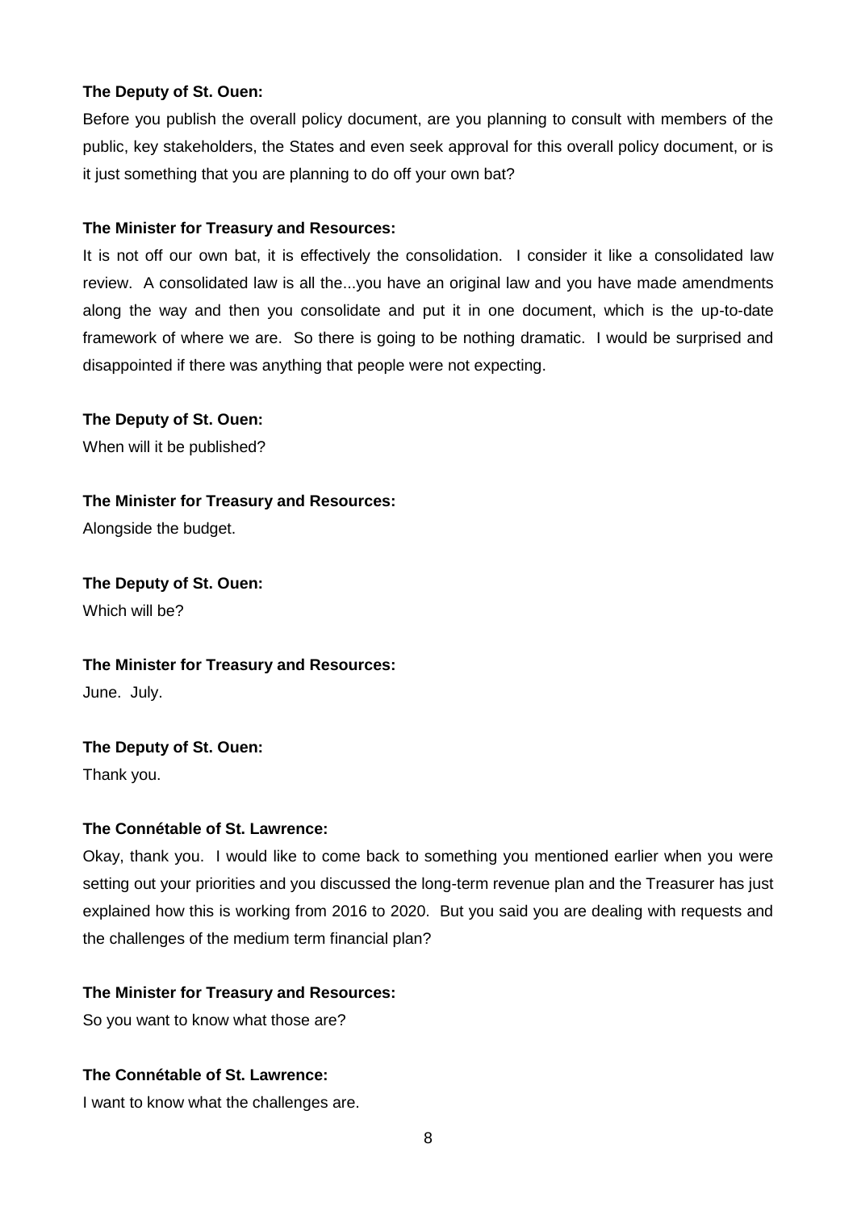**The Deputy of St. Ouen:**

Before you publish the overall policy document, are you planning to consult with members of the public, key stakeholders, the States and even seek approval for this overall policy document, or is it just something that you are planning to do off your own bat?

**The Minister for Treasury and Resources:**

It is not off our own bat, it is effectively the consolidation. I consider it like a consolidated law review. A consolidated law is all the...you have an original law and you have made amendments along the way and then you consolidate and put it in one document, which is the up-to-date framework of where we are. So there is going to be nothing dramatic. I would be surprised and disappointed if there was anything that people were not expecting.

**The Deputy of St. Ouen:**

When will it be published?

**The Minister for Treasury and Resources:**

Alongside the budget.

**The Deputy of St. Ouen:**

Which will be?

**The Minister for Treasury and Resources:**

June. July.

**The Deputy of St. Ouen:**

Thank you.

**The Connétable of St. Lawrence:**

Okay, thank you. I would like to come back to something you mentioned earlier when you were setting out your priorities and you discussed the long-term revenue plan and the Treasurer has just explained how this is working from 2016 to 2020. But you said you are dealing with requests and the challenges of the medium term financial plan?

**The Minister for Treasury and Resources:**

So you want to know what those are?

**The Connétable of St. Lawrence:**

I want to know what the challenges are.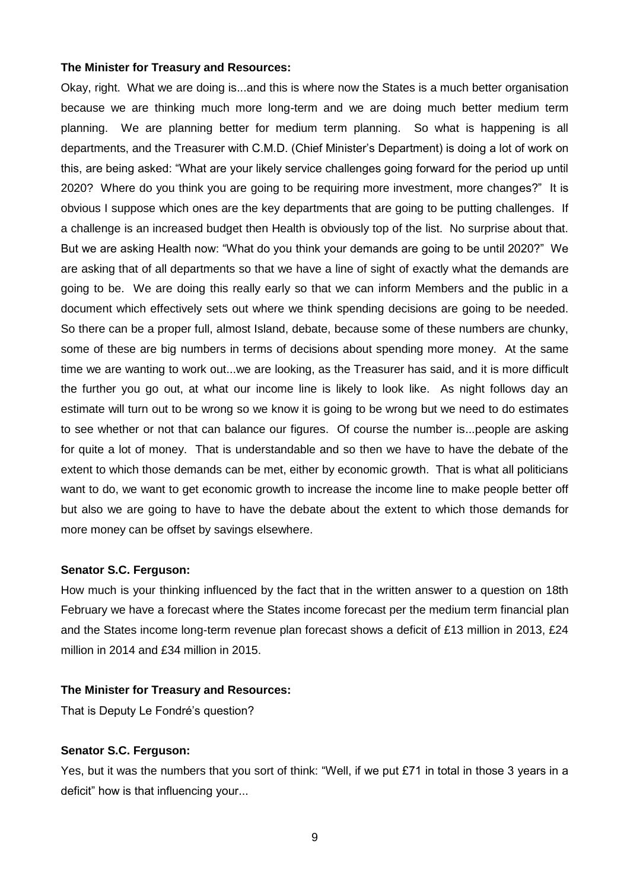**The Minister for Treasury and Resources:**

Okay, right. What we are doing is...and this is where now the States is a much better organisation because we are thinking much more long-term and we are doing much better medium term planning. We are planning better for medium term planning. So what is happening is all departments, and the Treasurer with C.M.D. (Chief Minister's Department) is doing a lot of work on this, are being asked: "What are your likely service challenges going forward for the period up until 2020? Where do you think you are going to be requiring more investment, more changes?" It is obvious I suppose which ones are the key departments that are going to be putting challenges. If a challenge is an increased budget then Health is obviously top of the list. No surprise about that. But we are asking Health now: "What do you think your demands are going to be until 2020?" We are asking that of all departments so that we have a line of sight of exactly what the demands are going to be. We are doing this really early so that we can inform Members and the public in a document which effectively sets out where we think spending decisions are going to be needed. So there can be a proper full, almost Island, debate, because some of these numbers are chunky, some of these are big numbers in terms of decisions about spending more money. At the same time we are wanting to work out...we are looking, as the Treasurer has said, and it is more difficult the further you go out, at what our income line is likely to look like. As night follows day an estimate will turn out to be wrong so we know it is going to be wrong but we need to do estimates to see whether or not that can balance our figures. Of course the number is...people are asking for quite a lot of money. That is understandable and so then we have to have the debate of the extent to which those demands can be met, either by economic growth. That is what all politicians want to do, we want to get economic growth to increase the income line to make people better off but also we are going to have to have the debate about the extent to which those demands for more money can be offset by savings elsewhere.

**Senator S.C. Ferguson:**

How much is your thinking influenced by the fact that in the written answer to a question on 18th February we have a forecast where the States income forecast per the medium term financial plan and the States income long-term revenue plan forecast shows a deficit of £13 million in 2013, £24 million in 2014 and £34 million in 2015.

**The Minister for Treasury and Resources:**

That is Deputy Le Fondré's question?

**Senator S.C. Ferguson:**

Yes, but it was the numbers that you sort of think: "Well, if we put £71 in total in those 3 years in a deficit" how is that influencing your...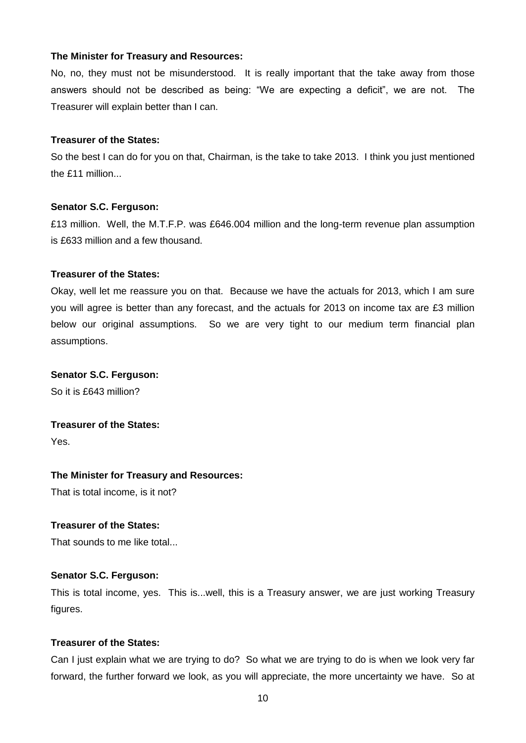**The Minister for Treasury and Resources:**

No, no, they must not be misunderstood. It is really important that the take away from those answers should not be described as being: "We are expecting a deficit", we are not. The Treasurer will explain better than I can.

**Treasurer of the States:**

So the best I can do for you on that, Chairman, is the take to take 2013. I think you just mentioned the £11 million...

**Senator S.C. Ferguson:**

£13 million. Well, the M.T.F.P. was £646.004 million and the long-term revenue plan assumption is £633 million and a few thousand.

**Treasurer of the States:**

Okay, well let me reassure you on that. Because we have the actuals for 2013, which I am sure you will agree is better than any forecast, and the actuals for 2013 on income tax are £3 million below our original assumptions. So we are very tight to our medium term financial plan assumptions.

**Senator S.C. Ferguson:**

So it is £643 million?

**Treasurer of the States:**

Yes.

**The Minister for Treasury and Resources:**

That is total income, is it not?

**Treasurer of the States:**

That sounds to me like total...

**Senator S.C. Ferguson:**

This is total income, yes. This is...well, this is a Treasury answer, we are just working Treasury figures.

**Treasurer of the States:**

Can I just explain what we are trying to do? So what we are trying to do is when we look very far forward, the further forward we look, as you will appreciate, the more uncertainty we have. So at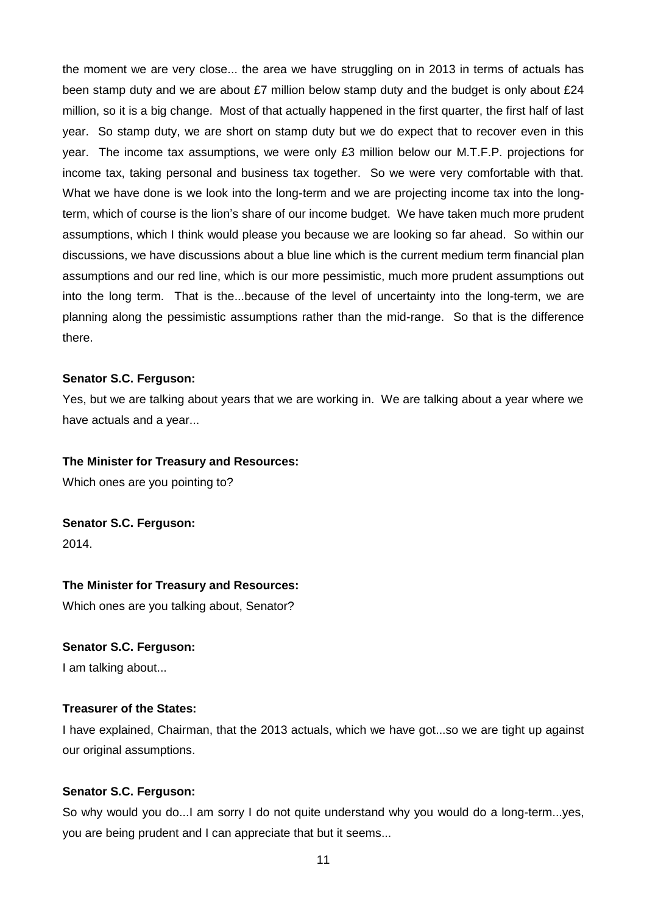the moment we are very close... the area we have struggling on in 2013 in terms of actuals has been stamp duty and we are about £7 million below stamp duty and the budget is only about £24 million, so it is a big change. Most of that actually happened in the first quarter, the first half of last year. So stamp duty, we are short on stamp duty but we do expect that to recover even in this year. The income tax assumptions, we were only £3 million below our M.T.F.P. projections for income tax, taking personal and business tax together. So we were very comfortable with that. What we have done is we look into the long-term and we are projecting income tax into the long-term, which of course is the lion's share of our income budget. We have taken much more prudent assumptions, which I think would please you because we are looking so far ahead. So within our discussions, we have discussions about a blue line which is the current medium term financial plan assumptions and our red line, which is our more pessimistic, much more prudent assumptions out into the long term. That is the...because of the level of uncertainty into the long-term, we are planning along the pessimistic assumptions rather than the mid-range. So that is the difference there.

**Senator S.C. Ferguson:**

Yes, but we are talking about years that we are working in. We are talking about a year where we have actuals and a year...

**The Minister for Treasury and Resources:**

Which ones are you pointing to?

**Senator S.C. Ferguson:**

2014.

**The Minister for Treasury and Resources:**

Which ones are you talking about, Senator?

**Senator S.C. Ferguson:**

I am talking about...

**Treasurer of the States:**

I have explained, Chairman, that the 2013 actuals, which we have got...so we are tight up against our original assumptions.

**Senator S.C. Ferguson:**

So why would you do...I am sorry I do not quite understand why you would do a long-term...yes, you are being prudent and I can appreciate that but it seems...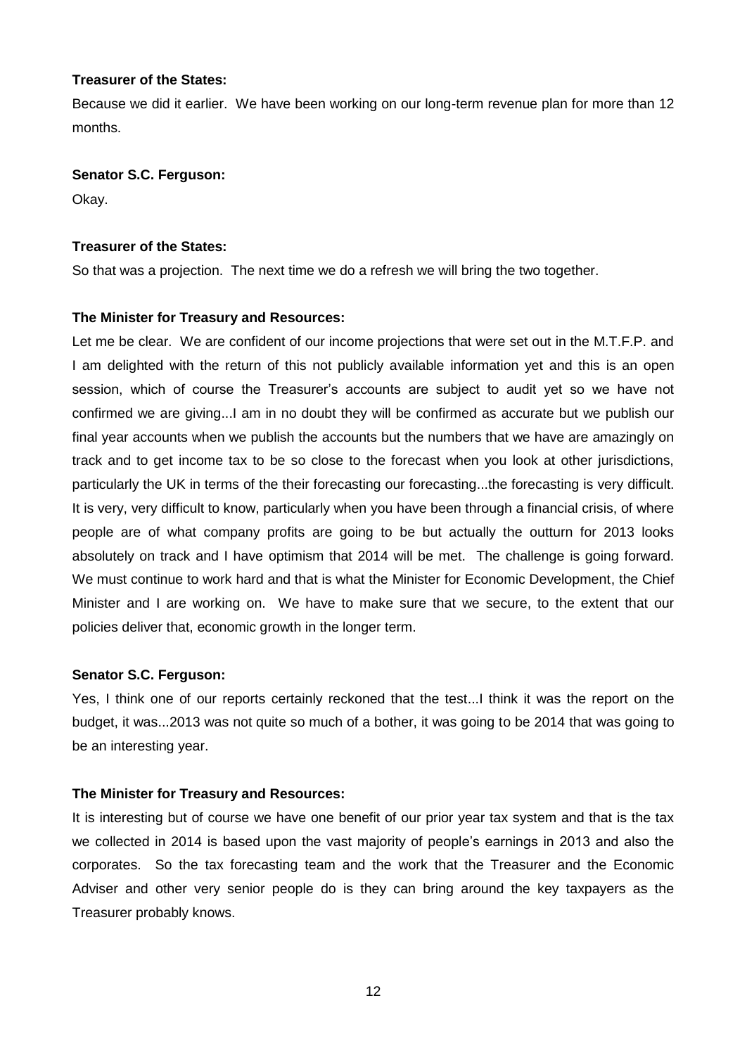**Treasurer of the States:**

Because we did it earlier. We have been working on our long-term revenue plan for more than 12 months.

**Senator S.C. Ferguson:**

Okay.

**Treasurer of the States:**

So that was a projection. The next time we do a refresh we will bring the two together.

**The Minister for Treasury and Resources:**

Let me be clear. We are confident of our income projections that were set out in the M.T.F.P. and I am delighted with the return of this not publicly available information yet and this is an open session, which of course the Treasurer's accounts are subject to audit yet so we have not confirmed we are giving...I am in no doubt they will be confirmed as accurate but we publish our final year accounts when we publish the accounts but the numbers that we have are amazingly on track and to get income tax to be so close to the forecast when you look at other jurisdictions, particularly the UK in terms of the their forecasting our forecasting...the forecasting is very difficult. It is very, very difficult to know, particularly when you have been through a financial crisis, of where people are of what company profits are going to be but actually the outturn for 2013 looks absolutely on track and I have optimism that 2014 will be met. The challenge is going forward. We must continue to work hard and that is what the Minister for Economic Development, the Chief Minister and I are working on. We have to make sure that we secure, to the extent that our policies deliver that, economic growth in the longer term.

**Senator S.C. Ferguson:**

Yes, I think one of our reports certainly reckoned that the test...I think it was the report on the budget, it was...2013 was not quite so much of a bother, it was going to be 2014 that was going to be an interesting year.

**The Minister for Treasury and Resources:**

It is interesting but of course we have one benefit of our prior year tax system and that is the tax we collected in 2014 is based upon the vast majority of people's earnings in 2013 and also the corporates. So the tax forecasting team and the work that the Treasurer and the Economic Adviser and other very senior people do is they can bring around the key taxpayers as the Treasurer probably knows.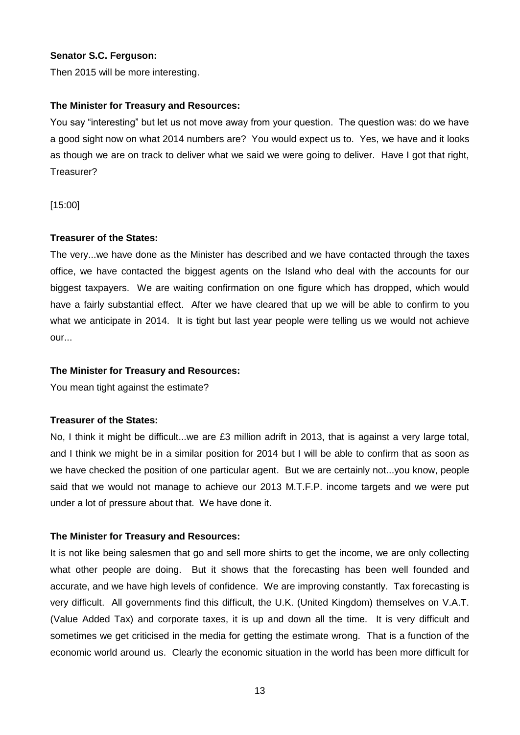**Senator S.C. Ferguson:**

Then 2015 will be more interesting.

**The Minister for Treasury and Resources:**

You say "interesting" but let us not move away from your question. The question was: do we have a good sight now on what 2014 numbers are? You would expect us to. Yes, we have and it looks as though we are on track to deliver what we said we were going to deliver. Have I got that right, Treasurer?

[15:00]

**Treasurer of the States:**

The very...we have done as the Minister has described and we have contacted through the taxes office, we have contacted the biggest agents on the Island who deal with the accounts for our biggest taxpayers. We are waiting confirmation on one figure which has dropped, which would have a fairly substantial effect. After we have cleared that up we will be able to confirm to you what we anticipate in 2014. It is tight but last year people were telling us we would not achieve our...

**The Minister for Treasury and Resources:**

You mean tight against the estimate?

**Treasurer of the States:**

No, I think it might be difficult...we are £3 million adrift in 2013, that is against a very large total, and I think we might be in a similar position for 2014 but I will be able to confirm that as soon as we have checked the position of one particular agent. But we are certainly not...you know, people said that we would not manage to achieve our 2013 M.T.F.P. income targets and we were put under a lot of pressure about that. We have done it.

**The Minister for Treasury and Resources:**

It is not like being salesmen that go and sell more shirts to get the income, we are only collecting what other people are doing. But it shows that the forecasting has been well founded and accurate, and we have high levels of confidence. We are improving constantly. Tax forecasting is very difficult. All governments find this difficult, the U.K. (United Kingdom) themselves on V.A.T. (Value Added Tax) and corporate taxes, it is up and down all the time. It is very difficult and sometimes we get criticised in the media for getting the estimate wrong. That is a function of the economic world around us. Clearly the economic situation in the world has been more difficult for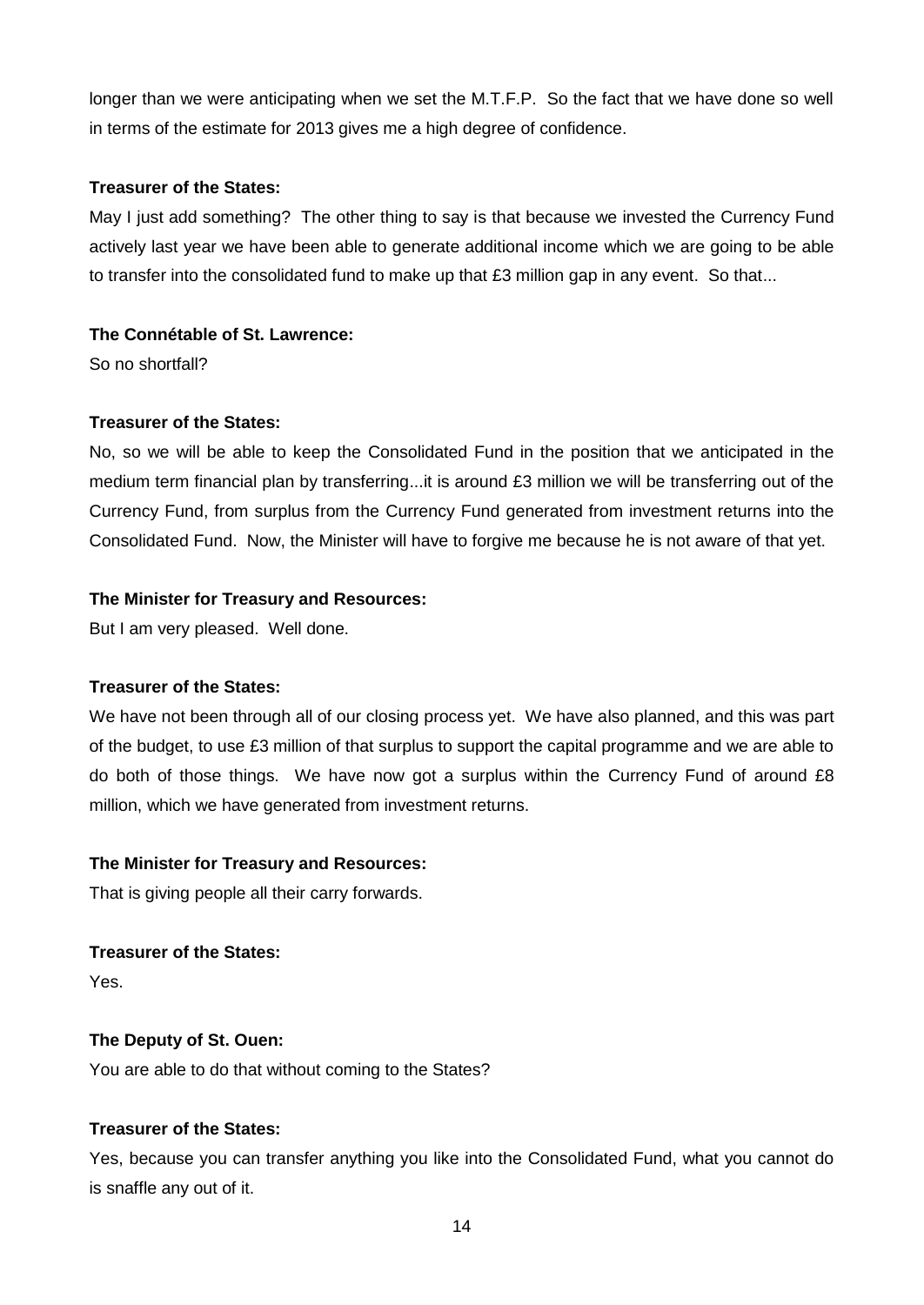longer than we were anticipating when we set the M.T.F.P. So the fact that we have done so well in terms of the estimate for 2013 gives me a high degree of confidence.

**Treasurer of the States:**

May I just add something? The other thing to say is that because we invested the Currency Fund actively last year we have been able to generate additional income which we are going to be able to transfer into the consolidated fund to make up that £3 million gap in any event. So that...

**The Connétable of St. Lawrence:**

So no shortfall?

**Treasurer of the States:**

No, so we will be able to keep the Consolidated Fund in the position that we anticipated in the medium term financial plan by transferring...it is around £3 million we will be transferring out of the Currency Fund, from surplus from the Currency Fund generated from investment returns into the Consolidated Fund. Now, the Minister will have to forgive me because he is not aware of that yet.

**The Minister for Treasury and Resources:**

But I am very pleased. Well done.

**Treasurer of the States:**

We have not been through all of our closing process yet. We have also planned, and this was part of the budget, to use £3 million of that surplus to support the capital programme and we are able to do both of those things. We have now got a surplus within the Currency Fund of around £8 million, which we have generated from investment returns.

**The Minister for Treasury and Resources:**

That is giving people all their carry forwards.

**Treasurer of the States:**

Yes.

**The Deputy of St. Ouen:**

You are able to do that without coming to the States?

**Treasurer of the States:**

Yes, because you can transfer anything you like into the Consolidated Fund, what you cannot do is snaffle any out of it.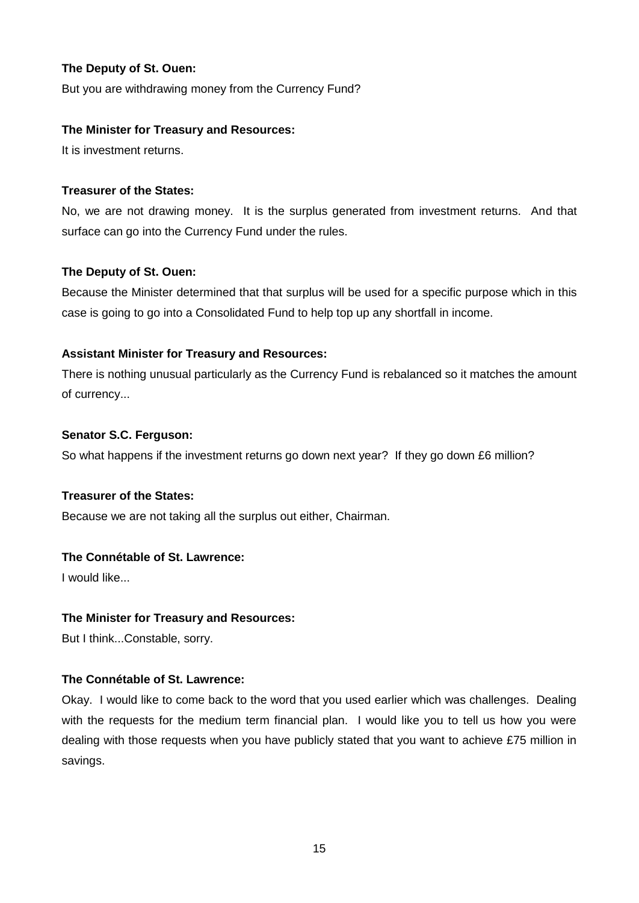**The Deputy of St. Ouen:**

But you are withdrawing money from the Currency Fund?

**The Minister for Treasury and Resources:**

It is investment returns.

**Treasurer of the States:**

No, we are not drawing money. It is the surplus generated from investment returns. And that surface can go into the Currency Fund under the rules.

**The Deputy of St. Ouen:**

Because the Minister determined that that surplus will be used for a specific purpose which in this case is going to go into a Consolidated Fund to help top up any shortfall in income.

**Assistant Minister for Treasury and Resources:**

There is nothing unusual particularly as the Currency Fund is rebalanced so it matches the amount of currency...

**Senator S.C. Ferguson:**

So what happens if the investment returns go down next year? If they go down £6 million?

**Treasurer of the States:**

Because we are not taking all the surplus out either, Chairman.

**The Connétable of St. Lawrence:**

I would like...

**The Minister for Treasury and Resources:**

But I think...Constable, sorry.

**The Connétable of St. Lawrence:**

Okay. I would like to come back to the word that you used earlier which was challenges. Dealing with the requests for the medium term financial plan. I would like you to tell us how you were dealing with those requests when you have publicly stated that you want to achieve £75 million in savings.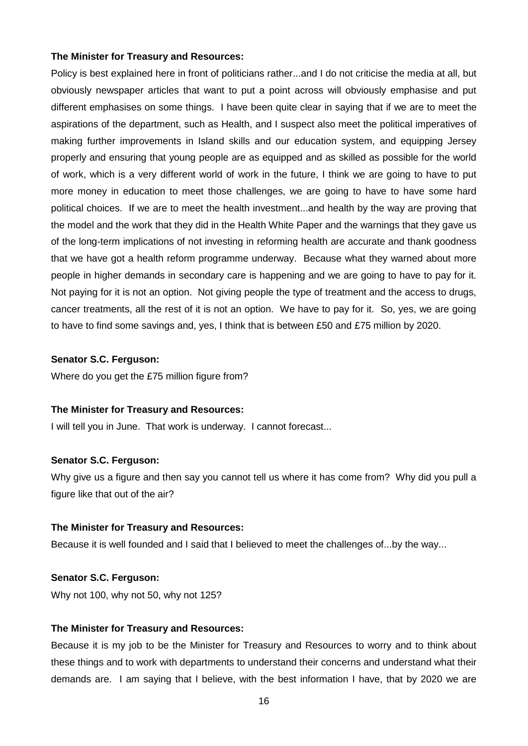**The Minister for Treasury and Resources:**

Policy is best explained here in front of politicians rather...and I do not criticise the media at all, but obviously newspaper articles that want to put a point across will obviously emphasise and put different emphasises on some things. I have been quite clear in saying that if we are to meet the aspirations of the department, such as Health, and I suspect also meet the political imperatives of making further improvements in Island skills and our education system, and equipping Jersey properly and ensuring that young people are as equipped and as skilled as possible for the world of work, which is a very different world of work in the future, I think we are going to have to put more money in education to meet those challenges, we are going to have to have some hard political choices. If we are to meet the health investment...and health by the way are proving that the model and the work that they did in the Health White Paper and the warnings that they gave us of the long-term implications of not investing in reforming health are accurate and thank goodness that we have got a health reform programme underway. Because what they warned about more people in higher demands in secondary care is happening and we are going to have to pay for it. Not paying for it is not an option. Not giving people the type of treatment and the access to drugs, cancer treatments, all the rest of it is not an option. We have to pay for it. So, yes, we are going to have to find some savings and, yes, I think that is between £50 and £75 million by 2020.

**Senator S.C. Ferguson:**

Where do you get the £75 million figure from?

**The Minister for Treasury and Resources:**

I will tell you in June. That work is underway. I cannot forecast...

**Senator S.C. Ferguson:**

Why give us a figure and then say you cannot tell us where it has come from? Why did you pull a figure like that out of the air?

**The Minister for Treasury and Resources:**

Because it is well founded and I said that I believed to meet the challenges of...by the way...

**Senator S.C. Ferguson:**

Why not 100, why not 50, why not 125?

**The Minister for Treasury and Resources:**

Because it is my job to be the Minister for Treasury and Resources to worry and to think about these things and to work with departments to understand their concerns and understand what their demands are. I am saying that I believe, with the best information I have, that by 2020 we are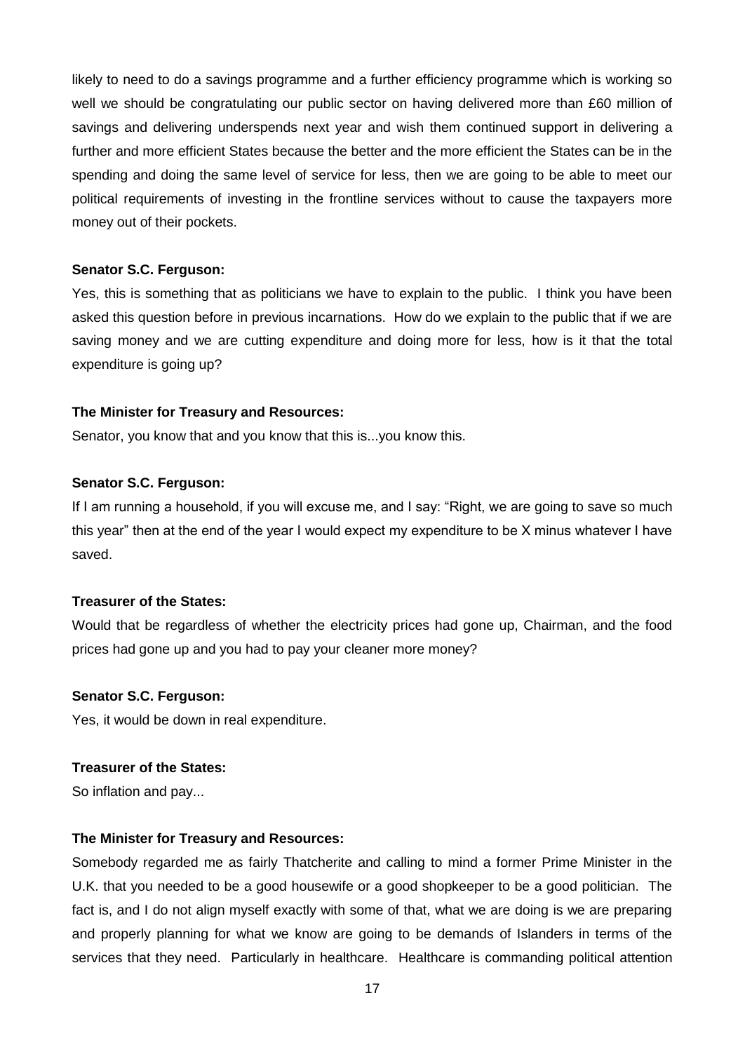likely to need to do a savings programme and a further efficiency programme which is working so well we should be congratulating our public sector on having delivered more than £60 million of savings and delivering underspends next year and wish them continued support in delivering a further and more efficient States because the better and the more efficient the States can be in the spending and doing the same level of service for less, then we are going to be able to meet our political requirements of investing in the frontline services without to cause the taxpayers more money out of their pockets.

**Senator S.C. Ferguson:**

Yes, this is something that as politicians we have to explain to the public. I think you have been asked this question before in previous incarnations. How do we explain to the public that if we are saving money and we are cutting expenditure and doing more for less, how is it that the total expenditure is going up?

**The Minister for Treasury and Resources:**

Senator, you know that and you know that this is...you know this.

**Senator S.C. Ferguson:**

If I am running a household, if you will excuse me, and I say: "Right, we are going to save so much this year" then at the end of the year I would expect my expenditure to be X minus whatever I have saved.

**Treasurer of the States:**

Would that be regardless of whether the electricity prices had gone up, Chairman, and the food prices had gone up and you had to pay your cleaner more money?

**Senator S.C. Ferguson:**

Yes, it would be down in real expenditure.

**Treasurer of the States:**

So inflation and pay...

**The Minister for Treasury and Resources:**

Somebody regarded me as fairly Thatcherite and calling to mind a former Prime Minister in the U.K. that you needed to be a good housewife or a good shopkeeper to be a good politician. The fact is, and I do not align myself exactly with some of that, what we are doing is we are preparing and properly planning for what we know are going to be demands of Islanders in terms of the services that they need. Particularly in healthcare. Healthcare is commanding political attention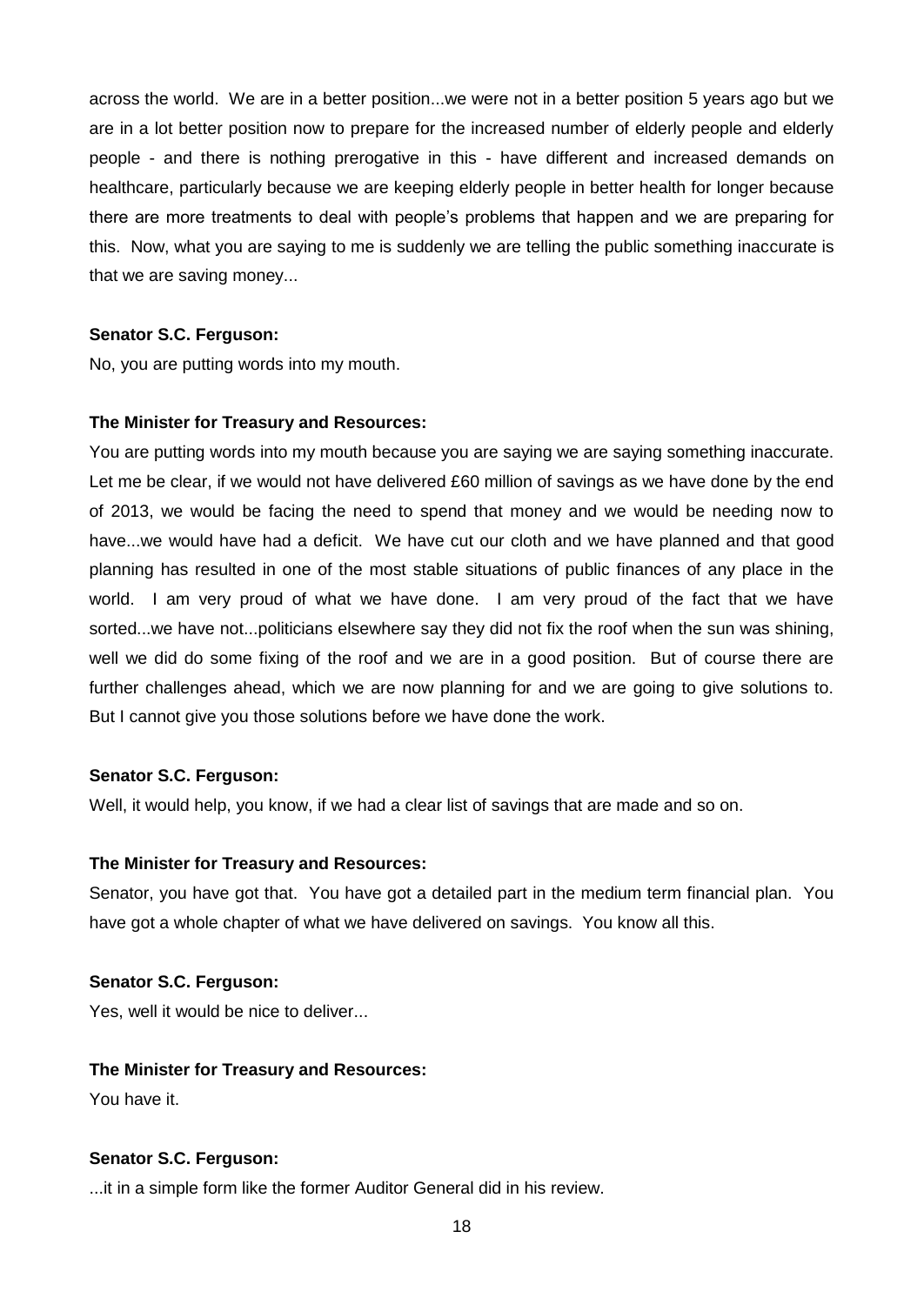across the world. We are in a better position...we were not in a better position 5 years ago but we are in a lot better position now to prepare for the increased number of elderly people and elderly people - and there is nothing prerogative in this - have different and increased demands on healthcare, particularly because we are keeping elderly people in better health for longer because there are more treatments to deal with people's problems that happen and we are preparing for this. Now, what you are saying to me is suddenly we are telling the public something inaccurate is that we are saving money...

**Senator S.C. Ferguson:**

No, you are putting words into my mouth.

**The Minister for Treasury and Resources:**

You are putting words into my mouth because you are saying we are saying something inaccurate. Let me be clear, if we would not have delivered £60 million of savings as we have done by the end of 2013, we would be facing the need to spend that money and we would be needing now to have...we would have had a deficit. We have cut our cloth and we have planned and that good planning has resulted in one of the most stable situations of public finances of any place in the world. I am very proud of what we have done. I am very proud of the fact that we have sorted...we have not...politicians elsewhere say they did not fix the roof when the sun was shining, well we did do some fixing of the roof and we are in a good position. But of course there are further challenges ahead, which we are now planning for and we are going to give solutions to. But I cannot give you those solutions before we have done the work.

**Senator S.C. Ferguson:**

Well, it would help, you know, if we had a clear list of savings that are made and so on.

**The Minister for Treasury and Resources:**

Senator, you have got that. You have got a detailed part in the medium term financial plan. You have got a whole chapter of what we have delivered on savings. You know all this.

**Senator S.C. Ferguson:**

Yes, well it would be nice to deliver...

**The Minister for Treasury and Resources:**

You have it.

**Senator S.C. Ferguson:**

...it in a simple form like the former Auditor General did in his review.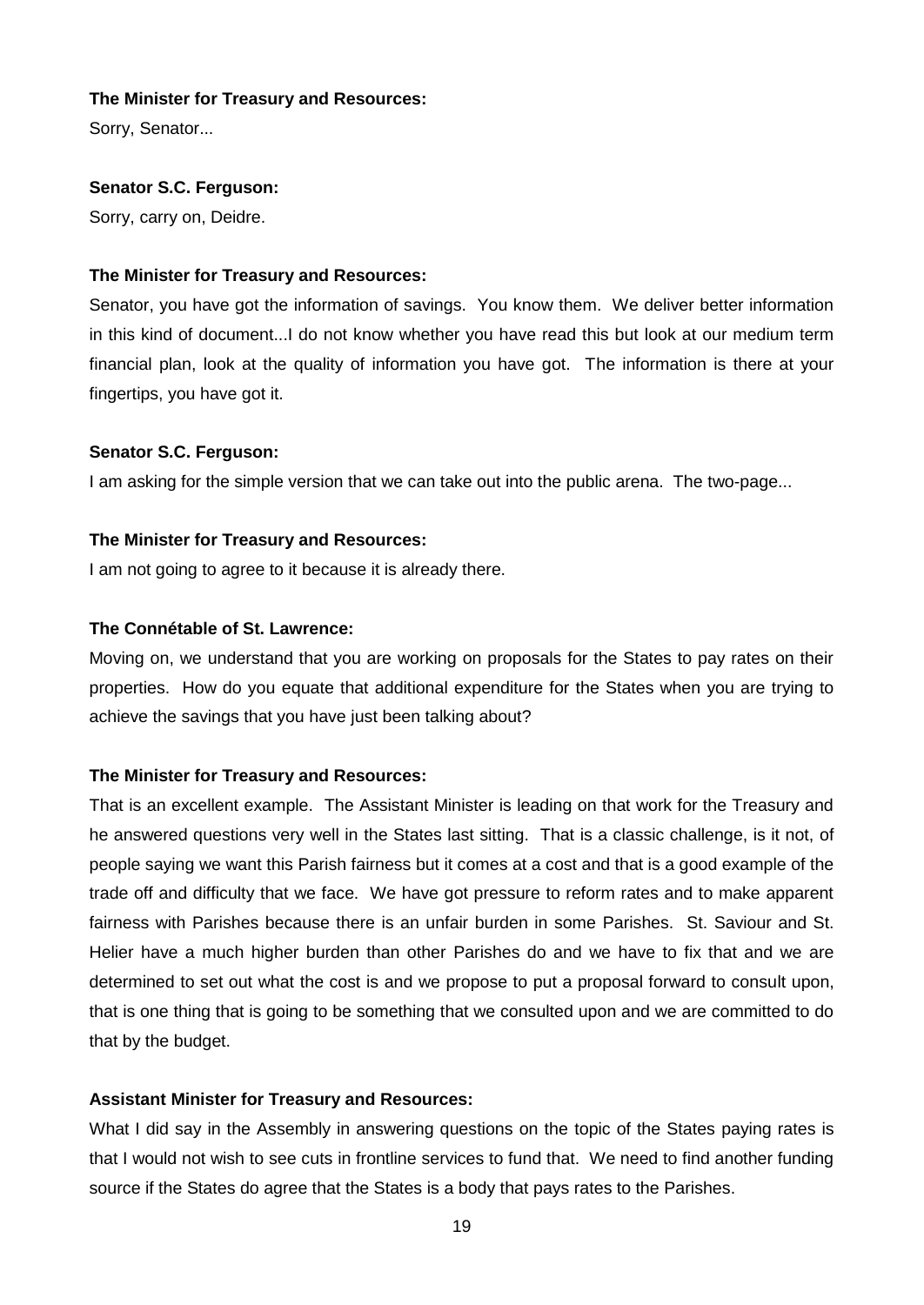**The Minister for Treasury and Resources:**

Sorry, Senator...

**Senator S.C. Ferguson:**

Sorry, carry on, Deidre.

**The Minister for Treasury and Resources:**

Senator, you have got the information of savings. You know them. We deliver better information in this kind of document...I do not know whether you have read this but look at our medium term financial plan, look at the quality of information you have got. The information is there at your fingertips, you have got it.

**Senator S.C. Ferguson:**

I am asking for the simple version that we can take out into the public arena. The two-page...

**The Minister for Treasury and Resources:**

I am not going to agree to it because it is already there.

**The Connétable of St. Lawrence:**

Moving on, we understand that you are working on proposals for the States to pay rates on their properties. How do you equate that additional expenditure for the States when you are trying to achieve the savings that you have just been talking about?

**The Minister for Treasury and Resources:**

That is an excellent example. The Assistant Minister is leading on that work for the Treasury and he answered questions very well in the States last sitting. That is a classic challenge, is it not, of people saying we want this Parish fairness but it comes at a cost and that is a good example of the trade off and difficulty that we face. We have got pressure to reform rates and to make apparent fairness with Parishes because there is an unfair burden in some Parishes. St. Saviour and St. Helier have a much higher burden than other Parishes do and we have to fix that and we are determined to set out what the cost is and we propose to put a proposal forward to consult upon, that is one thing that is going to be something that we consulted upon and we are committed to do that by the budget.

**Assistant Minister for Treasury and Resources:**

What I did say in the Assembly in answering questions on the topic of the States paying rates is that I would not wish to see cuts in frontline services to fund that. We need to find another funding source if the States do agree that the States is a body that pays rates to the Parishes.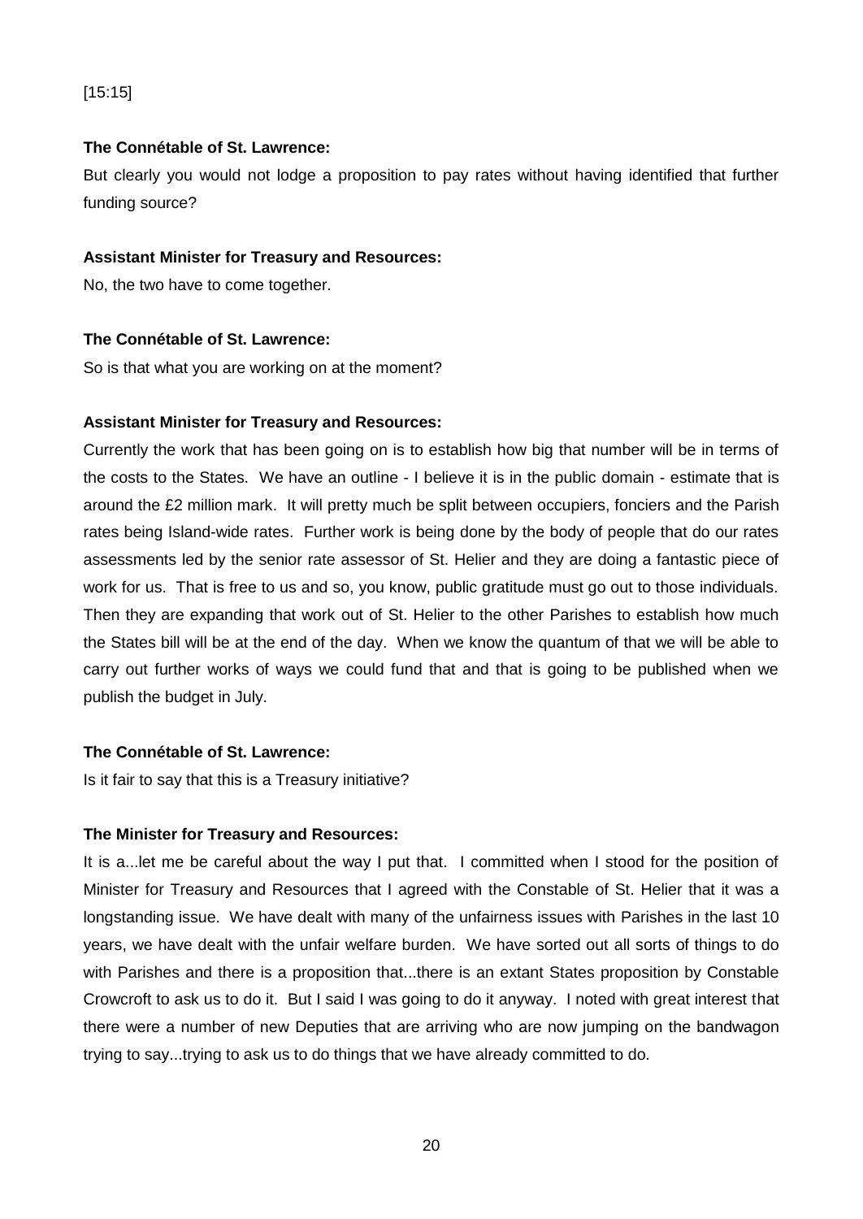[15:15]

**The Connétable of St. Lawrence:**

But clearly you would not lodge a proposition to pay rates without having identified that further funding source?

**Assistant Minister for Treasury and Resources:**

No, the two have to come together.

**The Connétable of St. Lawrence:**

So is that what you are working on at the moment?

**Assistant Minister for Treasury and Resources:**

Currently the work that has been going on is to establish how big that number will be in terms of the costs to the States. We have an outline - I believe it is in the public domain - estimate that is around the £2 million mark. It will pretty much be split between occupiers, fonciers and the Parish rates being Island-wide rates. Further work is being done by the body of people that do our rates assessments led by the senior rate assessor of St. Helier and they are doing a fantastic piece of work for us. That is free to us and so, you know, public gratitude must go out to those individuals. Then they are expanding that work out of St. Helier to the other Parishes to establish how much the States bill will be at the end of the day. When we know the quantum of that we will be able to carry out further works of ways we could fund that and that is going to be published when we publish the budget in July.

**The Connétable of St. Lawrence:**

Is it fair to say that this is a Treasury initiative?

**The Minister for Treasury and Resources:**

It is a...let me be careful about the way I put that. I committed when I stood for the position of Minister for Treasury and Resources that I agreed with the Constable of St. Helier that it was a longstanding issue. We have dealt with many of the unfairness issues with Parishes in the last 10 years, we have dealt with the unfair welfare burden. We have sorted out all sorts of things to do with Parishes and there is a proposition that...there is an extant States proposition by Constable Crowcroft to ask us to do it. But I said I was going to do it anyway. I noted with great interest that there were a number of new Deputies that are arriving who are now jumping on the bandwagon trying to say...trying to ask us to do things that we have already committed to do.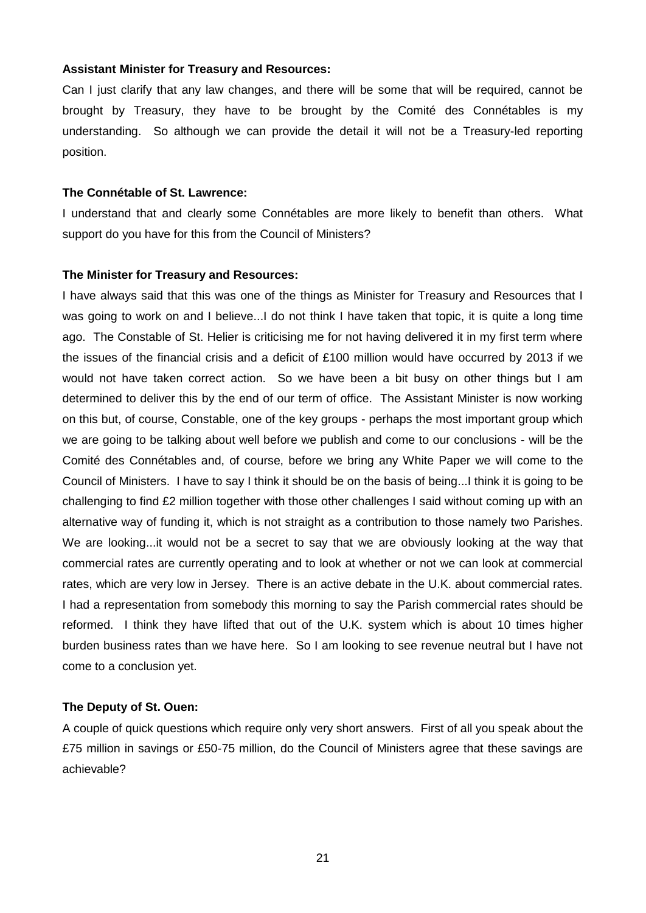**Assistant Minister for Treasury and Resources:**

Can I just clarify that any law changes, and there will be some that will be required, cannot be brought by Treasury, they have to be brought by the Comité des Connétables is my understanding. So although we can provide the detail it will not be a Treasury-led reporting position.

**The Connétable of St. Lawrence:**

I understand that and clearly some Connétables are more likely to benefit than others. What support do you have for this from the Council of Ministers?

**The Minister for Treasury and Resources:**

I have always said that this was one of the things as Minister for Treasury and Resources that I was going to work on and I believe...I do not think I have taken that topic, it is quite a long time ago. The Constable of St. Helier is criticising me for not having delivered it in my first term where the issues of the financial crisis and a deficit of £100 million would have occurred by 2013 if we would not have taken correct action. So we have been a bit busy on other things but I am determined to deliver this by the end of our term of office. The Assistant Minister is now working on this but, of course, Constable, one of the key groups - perhaps the most important group which we are going to be talking about well before we publish and come to our conclusions - will be the Comité des Connétables and, of course, before we bring any White Paper we will come to the Council of Ministers. I have to say I think it should be on the basis of being...I think it is going to be challenging to find £2 million together with those other challenges I said without coming up with an alternative way of funding it, which is not straight as a contribution to those namely two Parishes. We are looking...it would not be a secret to say that we are obviously looking at the way that commercial rates are currently operating and to look at whether or not we can look at commercial rates, which are very low in Jersey. There is an active debate in the U.K. about commercial rates. I had a representation from somebody this morning to say the Parish commercial rates should be reformed. I think they have lifted that out of the U.K. system which is about 10 times higher burden business rates than we have here. So I am looking to see revenue neutral but I have not come to a conclusion yet.

**The Deputy of St. Ouen:**

A couple of quick questions which require only very short answers. First of all you speak about the £75 million in savings or £50-75 million, do the Council of Ministers agree that these savings are achievable?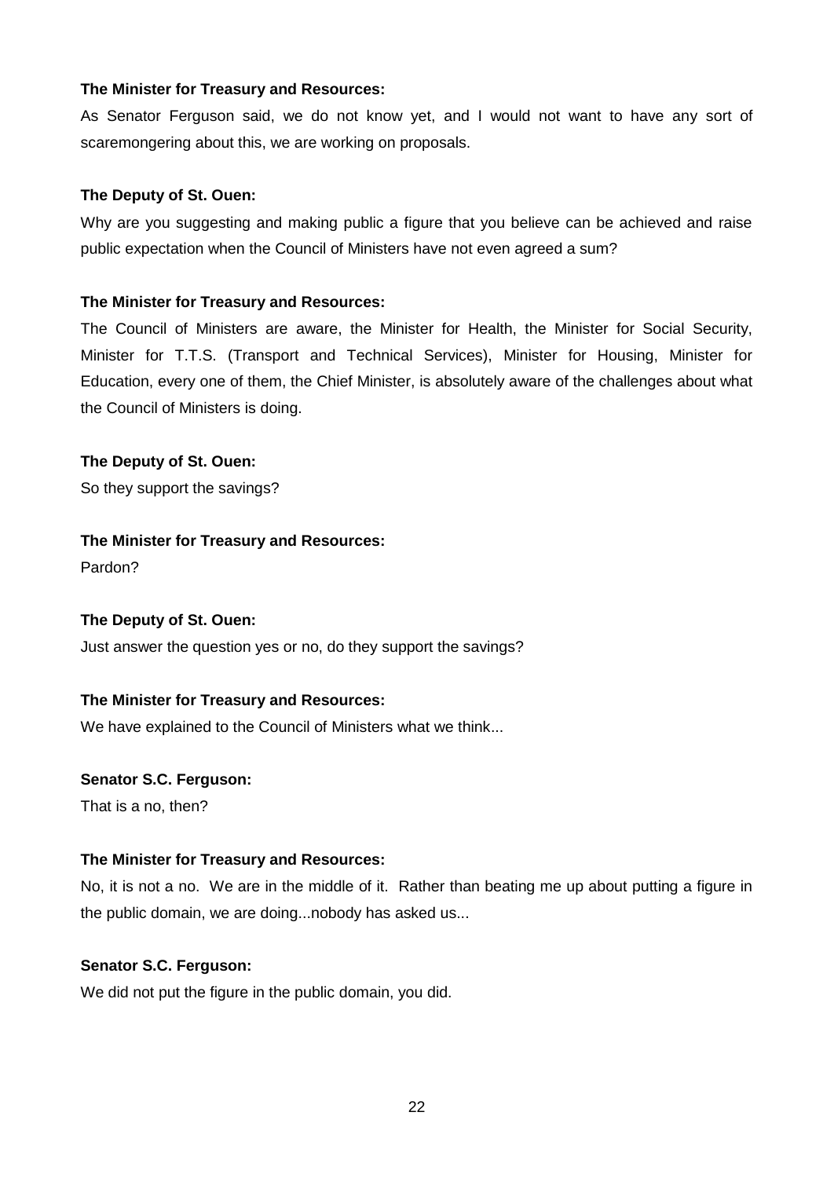**The Minister for Treasury and Resources:**

As Senator Ferguson said, we do not know yet, and I would not want to have any sort of scaremongering about this, we are working on proposals.

**The Deputy of St. Ouen:**

Why are you suggesting and making public a figure that you believe can be achieved and raise public expectation when the Council of Ministers have not even agreed a sum?

**The Minister for Treasury and Resources:**

The Council of Ministers are aware, the Minister for Health, the Minister for Social Security, Minister for T.T.S. (Transport and Technical Services), Minister for Housing, Minister for Education, every one of them, the Chief Minister, is absolutely aware of the challenges about what the Council of Ministers is doing.

**The Deputy of St. Ouen:**

So they support the savings?

**The Minister for Treasury and Resources:**

Pardon?

**The Deputy of St. Ouen:**

Just answer the question yes or no, do they support the savings?

**The Minister for Treasury and Resources:**

We have explained to the Council of Ministers what we think...

**Senator S.C. Ferguson:**

That is a no, then?

**The Minister for Treasury and Resources:**

No, it is not a no. We are in the middle of it. Rather than beating me up about putting a figure in the public domain, we are doing...nobody has asked us...

**Senator S.C. Ferguson:**

We did not put the figure in the public domain, you did.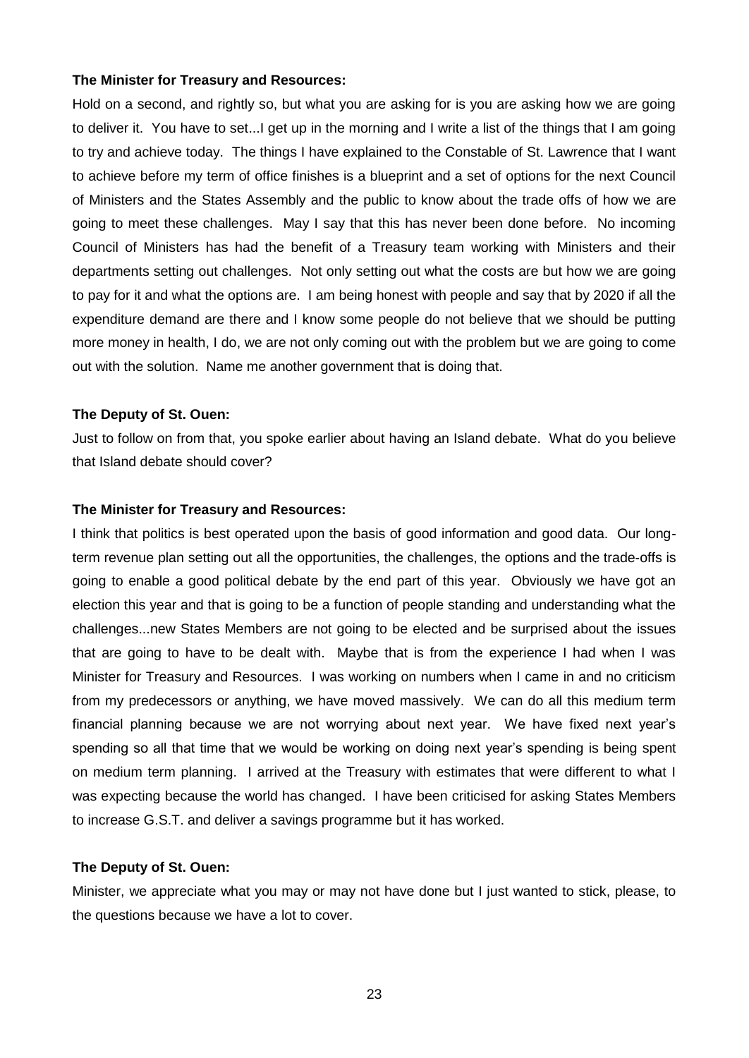**The Minister for Treasury and Resources:**

Hold on a second, and rightly so, but what you are asking for is you are asking how we are going to deliver it. You have to set...I get up in the morning and I write a list of the things that I am going to try and achieve today. The things I have explained to the Constable of St. Lawrence that I want to achieve before my term of office finishes is a blueprint and a set of options for the next Council of Ministers and the States Assembly and the public to know about the trade offs of how we are going to meet these challenges. May I say that this has never been done before. No incoming Council of Ministers has had the benefit of a Treasury team working with Ministers and their departments setting out challenges. Not only setting out what the costs are but how we are going to pay for it and what the options are. I am being honest with people and say that by 2020 if all the expenditure demand are there and I know some people do not believe that we should be putting more money in health, I do, we are not only coming out with the problem but we are going to come out with the solution. Name me another government that is doing that.

**The Deputy of St. Ouen:**

Just to follow on from that, you spoke earlier about having an Island debate. What do you believe that Island debate should cover?

**The Minister for Treasury and Resources:**

I think that politics is best operated upon the basis of good information and good data. Our long-term revenue plan setting out all the opportunities, the challenges, the options and the trade-offs is going to enable a good political debate by the end part of this year. Obviously we have got an election this year and that is going to be a function of people standing and understanding what the challenges...new States Members are not going to be elected and be surprised about the issues that are going to have to be dealt with. Maybe that is from the experience I had when I was Minister for Treasury and Resources. I was working on numbers when I came in and no criticism from my predecessors or anything, we have moved massively. We can do all this medium term financial planning because we are not worrying about next year. We have fixed next year's spending so all that time that we would be working on doing next year's spending is being spent on medium term planning. I arrived at the Treasury with estimates that were different to what I was expecting because the world has changed. I have been criticised for asking States Members to increase G.S.T. and deliver a savings programme but it has worked.

**The Deputy of St. Ouen:**

Minister, we appreciate what you may or may not have done but I just wanted to stick, please, to the questions because we have a lot to cover.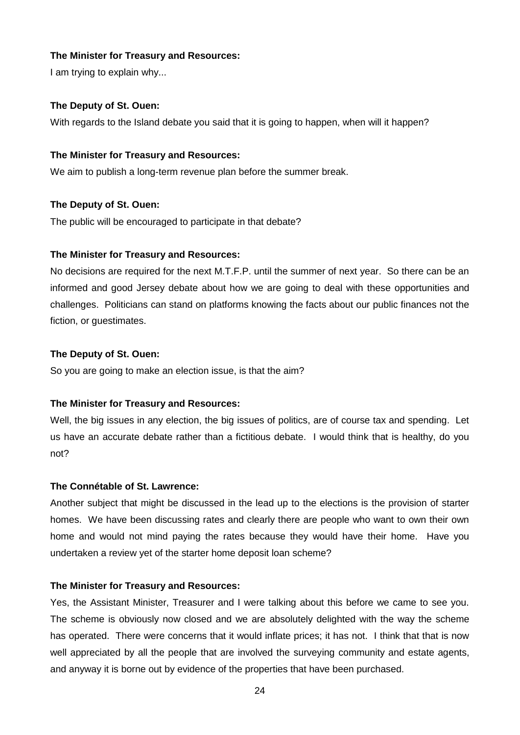**The Minister for Treasury and Resources:**

I am trying to explain why...

**The Deputy of St. Ouen:**

With regards to the Island debate you said that it is going to happen, when will it happen?

**The Minister for Treasury and Resources:**

We aim to publish a long-term revenue plan before the summer break.

**The Deputy of St. Ouen:**

The public will be encouraged to participate in that debate?

**The Minister for Treasury and Resources:**

No decisions are required for the next M.T.F.P. until the summer of next year. So there can be an informed and good Jersey debate about how we are going to deal with these opportunities and challenges. Politicians can stand on platforms knowing the facts about our public finances not the fiction, or guestimates.

**The Deputy of St. Ouen:**

So you are going to make an election issue, is that the aim?

**The Minister for Treasury and Resources:**

Well, the big issues in any election, the big issues of politics, are of course tax and spending. Let us have an accurate debate rather than a fictitious debate. I would think that is healthy, do you not?

**The Connétable of St. Lawrence:**

Another subject that might be discussed in the lead up to the elections is the provision of starter homes. We have been discussing rates and clearly there are people who want to own their own home and would not mind paying the rates because they would have their home. Have you undertaken a review yet of the starter home deposit loan scheme?

**The Minister for Treasury and Resources:**

Yes, the Assistant Minister, Treasurer and I were talking about this before we came to see you. The scheme is obviously now closed and we are absolutely delighted with the way the scheme has operated. There were concerns that it would inflate prices; it has not. I think that that is now well appreciated by all the people that are involved the surveying community and estate agents, and anyway it is borne out by evidence of the properties that have been purchased.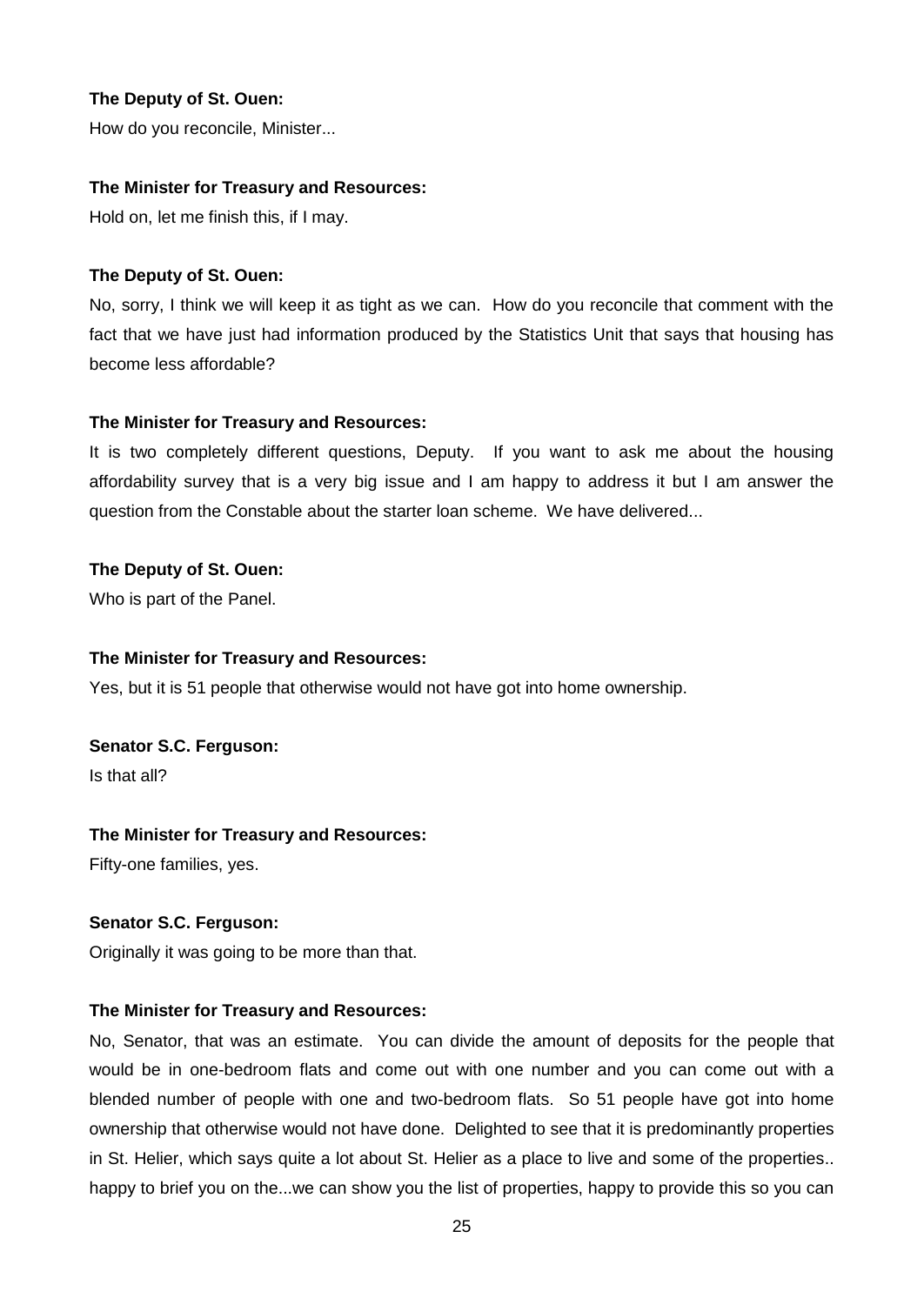**The Deputy of St. Ouen:**

How do you reconcile, Minister...

**The Minister for Treasury and Resources:**

Hold on, let me finish this, if I may.

**The Deputy of St. Ouen:**

No, sorry, I think we will keep it as tight as we can. How do you reconcile that comment with the fact that we have just had information produced by the Statistics Unit that says that housing has become less affordable?

**The Minister for Treasury and Resources:**

It is two completely different questions, Deputy. If you want to ask me about the housing affordability survey that is a very big issue and I am happy to address it but I am answer the question from the Constable about the starter loan scheme. We have delivered...

**The Deputy of St. Ouen:**

Who is part of the Panel.

**The Minister for Treasury and Resources:**

Yes, but it is 51 people that otherwise would not have got into home ownership.

**Senator S.C. Ferguson:**

Is that all?

**The Minister for Treasury and Resources:**

Fifty-one families, yes.

**Senator S.C. Ferguson:**

Originally it was going to be more than that.

**The Minister for Treasury and Resources:**

No, Senator, that was an estimate. You can divide the amount of deposits for the people that would be in one-bedroom flats and come out with one number and you can come out with a blended number of people with one and two-bedroom flats. So 51 people have got into home ownership that otherwise would not have done. Delighted to see that it is predominantly properties in St. Helier, which says quite a lot about St. Helier as a place to live and some of the properties.. happy to brief you on the...we can show you the list of properties, happy to provide this so you can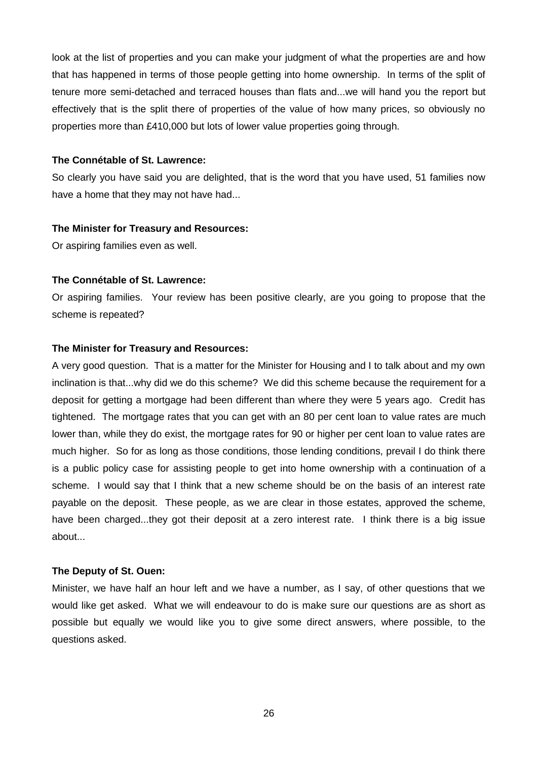look at the list of properties and you can make your judgment of what the properties are and how that has happened in terms of those people getting into home ownership. In terms of the split of tenure more semi-detached and terraced houses than flats and...we will hand you the report but effectively that is the split there of properties of the value of how many prices, so obviously no properties more than £410,000 but lots of lower value properties going through.

**The Connétable of St. Lawrence:**

So clearly you have said you are delighted, that is the word that you have used, 51 families now have a home that they may not have had...

**The Minister for Treasury and Resources:**

Or aspiring families even as well.

**The Connétable of St. Lawrence:**

Or aspiring families. Your review has been positive clearly, are you going to propose that the scheme is repeated?

**The Minister for Treasury and Resources:**

A very good question. That is a matter for the Minister for Housing and I to talk about and my own inclination is that...why did we do this scheme? We did this scheme because the requirement for a deposit for getting a mortgage had been different than where they were 5 years ago. Credit has tightened. The mortgage rates that you can get with an 80 per cent loan to value rates are much lower than, while they do exist, the mortgage rates for 90 or higher per cent loan to value rates are much higher. So for as long as those conditions, those lending conditions, prevail I do think there is a public policy case for assisting people to get into home ownership with a continuation of a scheme. I would say that I think that a new scheme should be on the basis of an interest rate payable on the deposit. These people, as we are clear in those estates, approved the scheme, have been charged...they got their deposit at a zero interest rate. I think there is a big issue about...

**The Deputy of St. Ouen:**

Minister, we have half an hour left and we have a number, as I say, of other questions that we would like get asked. What we will endeavour to do is make sure our questions are as short as possible but equally we would like you to give some direct answers, where possible, to the questions asked.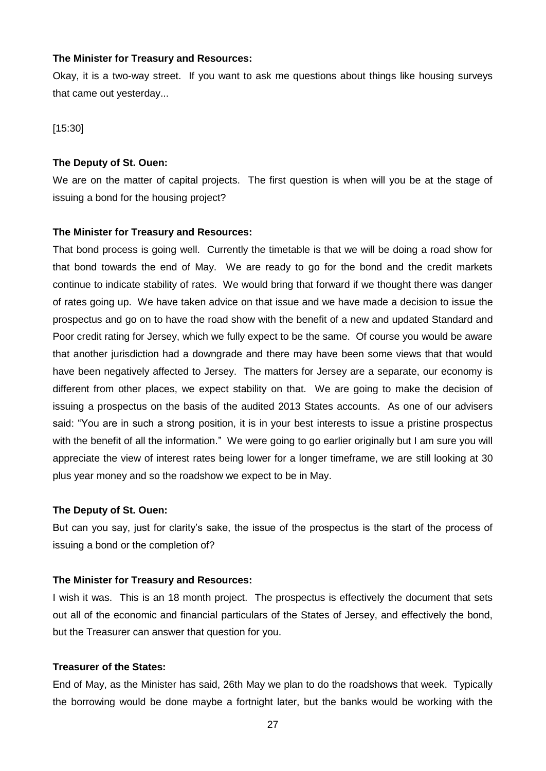**The Minister for Treasury and Resources:**

Okay, it is a two-way street. If you want to ask me questions about things like housing surveys that came out yesterday...

[15:30]

**The Deputy of St. Ouen:**

We are on the matter of capital projects. The first question is when will you be at the stage of issuing a bond for the housing project?

**The Minister for Treasury and Resources:**

That bond process is going well. Currently the timetable is that we will be doing a road show for that bond towards the end of May. We are ready to go for the bond and the credit markets continue to indicate stability of rates. We would bring that forward if we thought there was danger of rates going up. We have taken advice on that issue and we have made a decision to issue the prospectus and go on to have the road show with the benefit of a new and updated Standard and Poor credit rating for Jersey, which we fully expect to be the same. Of course you would be aware that another jurisdiction had a downgrade and there may have been some views that that would have been negatively affected to Jersey. The matters for Jersey are a separate, our economy is different from other places, we expect stability on that. We are going to make the decision of issuing a prospectus on the basis of the audited 2013 States accounts. As one of our advisers said: "You are in such a strong position, it is in your best interests to issue a pristine prospectus with the benefit of all the information." We were going to go earlier originally but I am sure you will appreciate the view of interest rates being lower for a longer timeframe, we are still looking at 30 plus year money and so the roadshow we expect to be in May.

**The Deputy of St. Ouen:**

But can you say, just for clarity's sake, the issue of the prospectus is the start of the process of issuing a bond or the completion of?

**The Minister for Treasury and Resources:**

I wish it was. This is an 18 month project. The prospectus is effectively the document that sets out all of the economic and financial particulars of the States of Jersey, and effectively the bond, but the Treasurer can answer that question for you.

**Treasurer of the States:**

End of May, as the Minister has said, 26th May we plan to do the roadshows that week. Typically the borrowing would be done maybe a fortnight later, but the banks would be working with the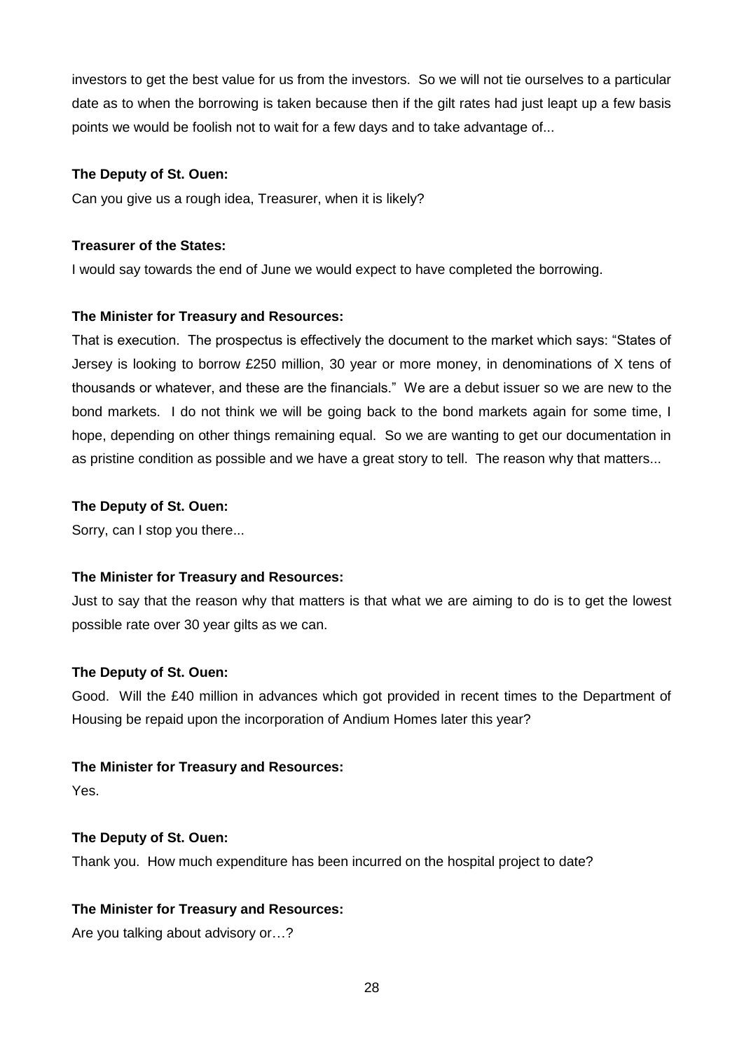investors to get the best value for us from the investors. So we will not tie ourselves to a particular date as to when the borrowing is taken because then if the gilt rates had just leapt up a few basis points we would be foolish not to wait for a few days and to take advantage of...

**The Deputy of St. Ouen:**

Can you give us a rough idea, Treasurer, when it is likely?

**Treasurer of the States:**

I would say towards the end of June we would expect to have completed the borrowing.

**The Minister for Treasury and Resources:**

That is execution. The prospectus is effectively the document to the market which says: "States of Jersey is looking to borrow £250 million, 30 year or more money, in denominations of X tens of thousands or whatever, and these are the financials." We are a debut issuer so we are new to the bond markets. I do not think we will be going back to the bond markets again for some time, I hope, depending on other things remaining equal. So we are wanting to get our documentation in as pristine condition as possible and we have a great story to tell. The reason why that matters...

**The Deputy of St. Ouen:**

Sorry, can I stop you there...

**The Minister for Treasury and Resources:**

Just to say that the reason why that matters is that what we are aiming to do is to get the lowest possible rate over 30 year gilts as we can.

**The Deputy of St. Ouen:**

Good. Will the £40 million in advances which got provided in recent times to the Department of Housing be repaid upon the incorporation of Andium Homes later this year?

**The Minister for Treasury and Resources:**

Yes.

**The Deputy of St. Ouen:**

Thank you. How much expenditure has been incurred on the hospital project to date?

**The Minister for Treasury and Resources:**

Are you talking about advisory or…?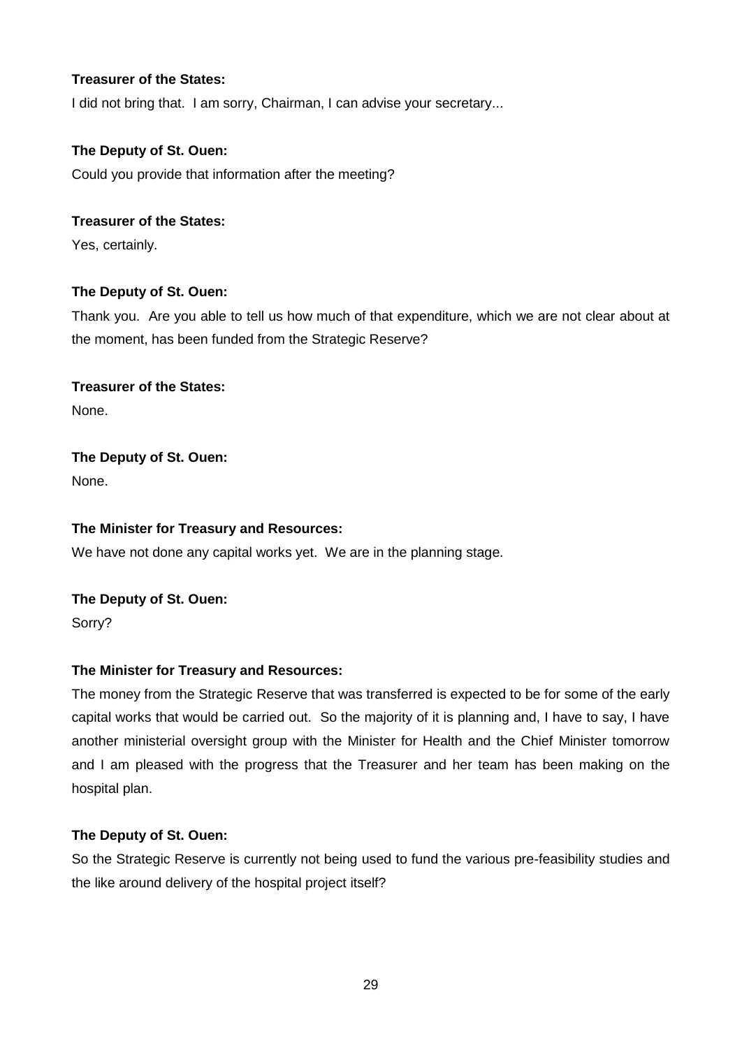**Treasurer of the States:**

I did not bring that. I am sorry, Chairman, I can advise your secretary...

**The Deputy of St. Ouen:**

Could you provide that information after the meeting?

**Treasurer of the States:**

Yes, certainly.

**The Deputy of St. Ouen:**

Thank you. Are you able to tell us how much of that expenditure, which we are not clear about at the moment, has been funded from the Strategic Reserve?

**Treasurer of the States:**

None.

**The Deputy of St. Ouen:**

None.

**The Minister for Treasury and Resources:**

We have not done any capital works yet. We are in the planning stage.

**The Deputy of St. Ouen:**

Sorry?

**The Minister for Treasury and Resources:**

The money from the Strategic Reserve that was transferred is expected to be for some of the early capital works that would be carried out. So the majority of it is planning and, I have to say, I have another ministerial oversight group with the Minister for Health and the Chief Minister tomorrow and I am pleased with the progress that the Treasurer and her team has been making on the hospital plan.

**The Deputy of St. Ouen:**

So the Strategic Reserve is currently not being used to fund the various pre-feasibility studies and the like around delivery of the hospital project itself?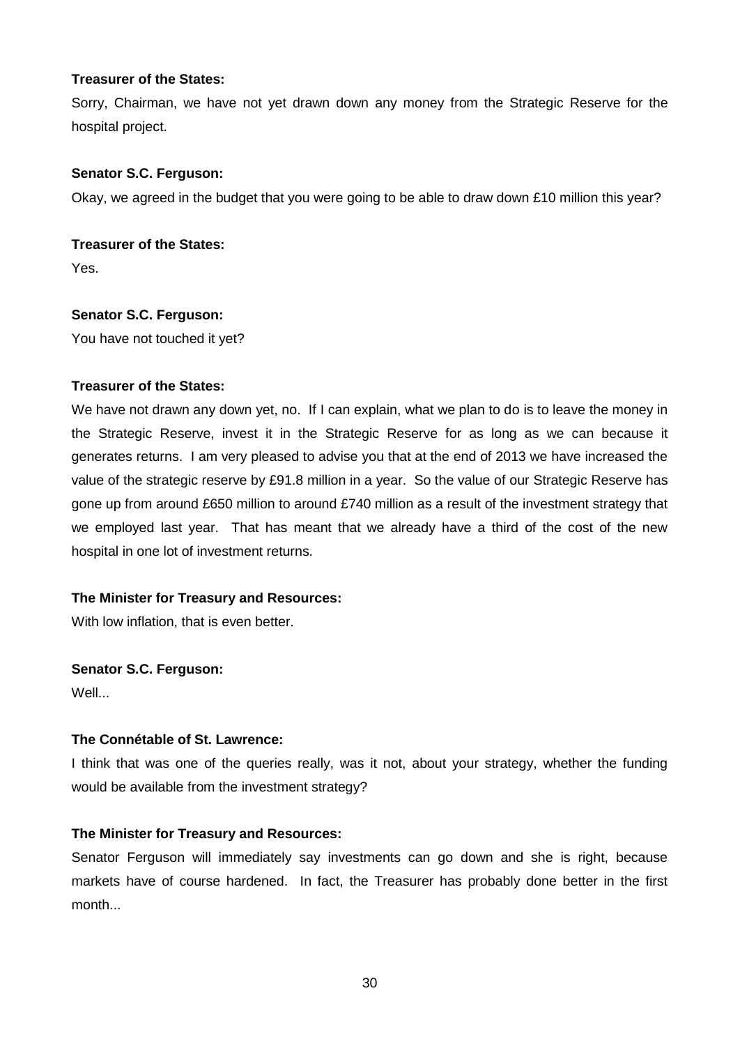**Treasurer of the States:**

Sorry, Chairman, we have not yet drawn down any money from the Strategic Reserve for the hospital project.

**Senator S.C. Ferguson:**

Okay, we agreed in the budget that you were going to be able to draw down £10 million this year?

**Treasurer of the States:**

Yes.

**Senator S.C. Ferguson:**

You have not touched it yet?

**Treasurer of the States:**

We have not drawn any down yet, no. If I can explain, what we plan to do is to leave the money in the Strategic Reserve, invest it in the Strategic Reserve for as long as we can because it generates returns. I am very pleased to advise you that at the end of 2013 we have increased the value of the strategic reserve by £91.8 million in a year. So the value of our Strategic Reserve has gone up from around £650 million to around £740 million as a result of the investment strategy that we employed last year. That has meant that we already have a third of the cost of the new hospital in one lot of investment returns.

**The Minister for Treasury and Resources:**

With low inflation, that is even better.

**Senator S.C. Ferguson:**

Well...

**The Connétable of St. Lawrence:**

I think that was one of the queries really, was it not, about your strategy, whether the funding would be available from the investment strategy?

**The Minister for Treasury and Resources:**

Senator Ferguson will immediately say investments can go down and she is right, because markets have of course hardened. In fact, the Treasurer has probably done better in the first month...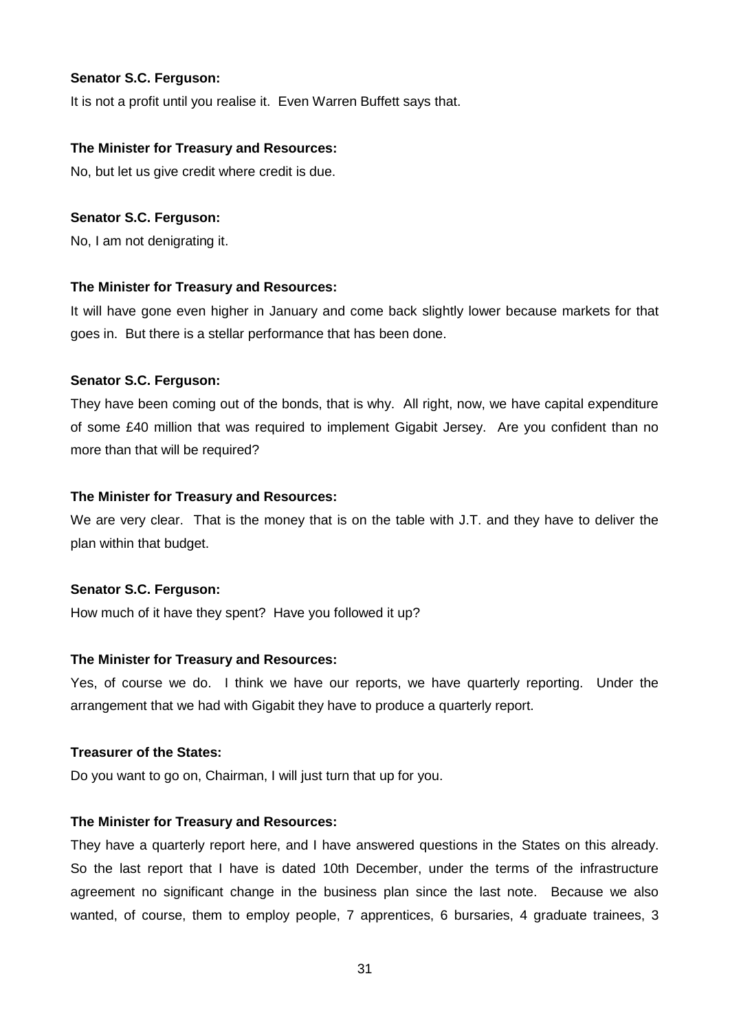**Senator S.C. Ferguson:**

It is not a profit until you realise it. Even Warren Buffett says that.

**The Minister for Treasury and Resources:**

No, but let us give credit where credit is due.

**Senator S.C. Ferguson:**

No, I am not denigrating it.

**The Minister for Treasury and Resources:**

It will have gone even higher in January and come back slightly lower because markets for that goes in. But there is a stellar performance that has been done.

**Senator S.C. Ferguson:**

They have been coming out of the bonds, that is why. All right, now, we have capital expenditure of some £40 million that was required to implement Gigabit Jersey. Are you confident than no more than that will be required?

**The Minister for Treasury and Resources:**

We are very clear. That is the money that is on the table with J.T. and they have to deliver the plan within that budget.

**Senator S.C. Ferguson:**

How much of it have they spent? Have you followed it up?

**The Minister for Treasury and Resources:**

Yes, of course we do. I think we have our reports, we have quarterly reporting. Under the arrangement that we had with Gigabit they have to produce a quarterly report.

**Treasurer of the States:**

Do you want to go on, Chairman, I will just turn that up for you.

**The Minister for Treasury and Resources:**

They have a quarterly report here, and I have answered questions in the States on this already. So the last report that I have is dated 10th December, under the terms of the infrastructure agreement no significant change in the business plan since the last note. Because we also wanted, of course, them to employ people, 7 apprentices, 6 bursaries, 4 graduate trainees, 3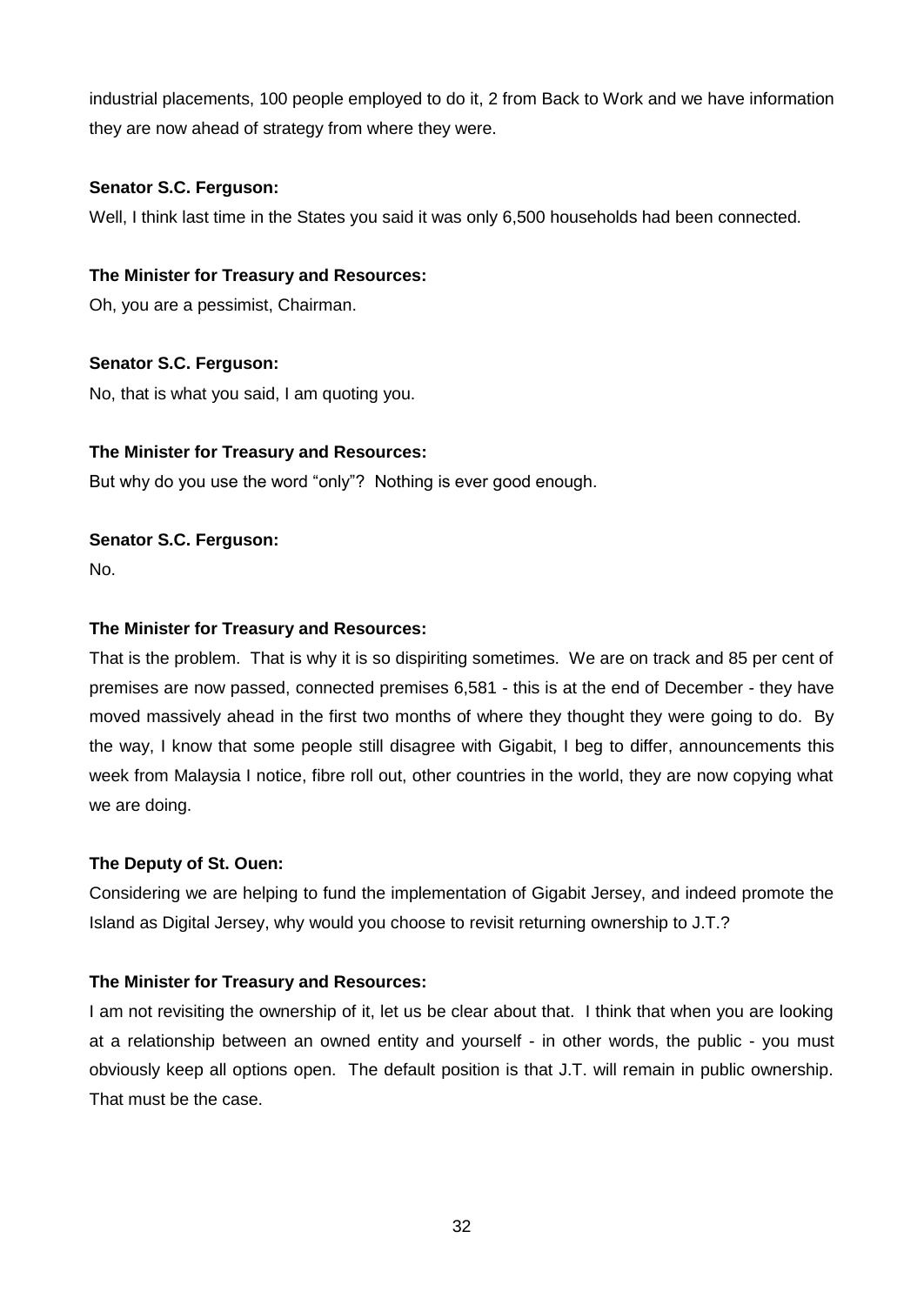industrial placements, 100 people employed to do it, 2 from Back to Work and we have information they are now ahead of strategy from where they were.

**Senator S.C. Ferguson:**

Well, I think last time in the States you said it was only 6,500 households had been connected.

**The Minister for Treasury and Resources:**

Oh, you are a pessimist, Chairman.

**Senator S.C. Ferguson:**

No, that is what you said, I am quoting you.

**The Minister for Treasury and Resources:**

But why do you use the word "only"? Nothing is ever good enough.

**Senator S.C. Ferguson:**

No.

**The Minister for Treasury and Resources:**

That is the problem. That is why it is so dispiriting sometimes. We are on track and 85 per cent of premises are now passed, connected premises 6,581 - this is at the end of December - they have moved massively ahead in the first two months of where they thought they were going to do. By the way, I know that some people still disagree with Gigabit, I beg to differ, announcements this week from Malaysia I notice, fibre roll out, other countries in the world, they are now copying what we are doing.

**The Deputy of St. Ouen:**

Considering we are helping to fund the implementation of Gigabit Jersey, and indeed promote the Island as Digital Jersey, why would you choose to revisit returning ownership to J.T.?

**The Minister for Treasury and Resources:**

I am not revisiting the ownership of it, let us be clear about that. I think that when you are looking at a relationship between an owned entity and yourself - in other words, the public - you must obviously keep all options open. The default position is that J.T. will remain in public ownership. That must be the case.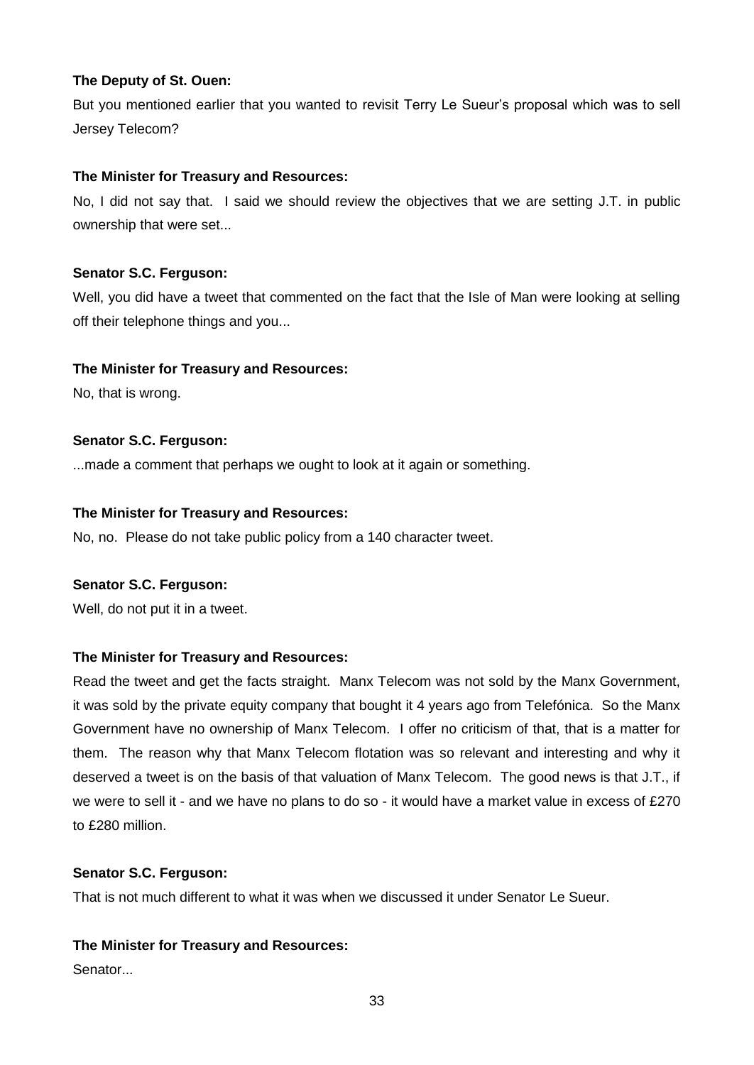**The Deputy of St. Ouen:**

But you mentioned earlier that you wanted to revisit Terry Le Sueur's proposal which was to sell Jersey Telecom?

**The Minister for Treasury and Resources:**

No, I did not say that. I said we should review the objectives that we are setting J.T. in public ownership that were set...

**Senator S.C. Ferguson:**

Well, you did have a tweet that commented on the fact that the Isle of Man were looking at selling off their telephone things and you...

**The Minister for Treasury and Resources:**

No, that is wrong.

**Senator S.C. Ferguson:**

...made a comment that perhaps we ought to look at it again or something.

**The Minister for Treasury and Resources:**

No, no. Please do not take public policy from a 140 character tweet.

**Senator S.C. Ferguson:**

Well, do not put it in a tweet.

**The Minister for Treasury and Resources:**

Read the tweet and get the facts straight. Manx Telecom was not sold by the Manx Government, it was sold by the private equity company that bought it 4 years ago from Telefónica. So the Manx Government have no ownership of Manx Telecom. I offer no criticism of that, that is a matter for them. The reason why that Manx Telecom flotation was so relevant and interesting and why it deserved a tweet is on the basis of that valuation of Manx Telecom. The good news is that J.T., if we were to sell it - and we have no plans to do so - it would have a market value in excess of £270 to £280 million.

**Senator S.C. Ferguson:**

That is not much different to what it was when we discussed it under Senator Le Sueur.

**The Minister for Treasury and Resources:**

Senator...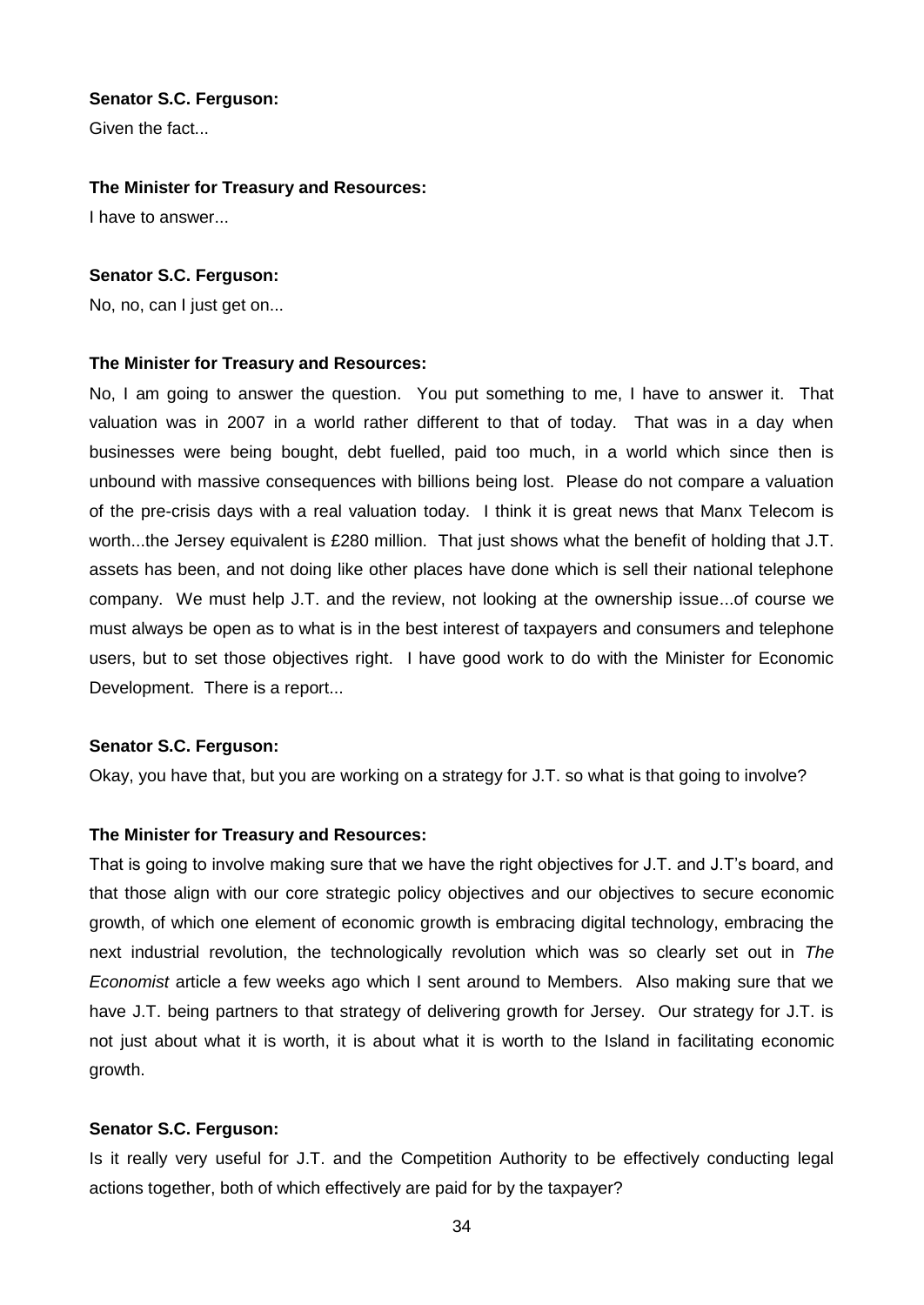**Senator S.C. Ferguson:**

Given the fact...

**The Minister for Treasury and Resources:**

I have to answer...

**Senator S.C. Ferguson:**

No, no, can I just get on...

**The Minister for Treasury and Resources:**

No, I am going to answer the question. You put something to me, I have to answer it. That valuation was in 2007 in a world rather different to that of today. That was in a day when businesses were being bought, debt fuelled, paid too much, in a world which since then is unbound with massive consequences with billions being lost. Please do not compare a valuation of the pre-crisis days with a real valuation today. I think it is great news that Manx Telecom is worth...the Jersey equivalent is £280 million. That just shows what the benefit of holding that J.T. assets has been, and not doing like other places have done which is sell their national telephone company. We must help J.T. and the review, not looking at the ownership issue...of course we must always be open as to what is in the best interest of taxpayers and consumers and telephone users, but to set those objectives right. I have good work to do with the Minister for Economic Development. There is a report...

**Senator S.C. Ferguson:**

Okay, you have that, but you are working on a strategy for J.T. so what is that going to involve?

**The Minister for Treasury and Resources:**

That is going to involve making sure that we have the right objectives for J.T. and J.T's board, and that those align with our core strategic policy objectives and our objectives to secure economic growth, of which one element of economic growth is embracing digital technology, embracing the next industrial revolution, the technologically revolution which was so clearly set out in *The Economist* article a few weeks ago which I sent around to Members. Also making sure that we have J.T. being partners to that strategy of delivering growth for Jersey. Our strategy for J.T. is not just about what it is worth, it is about what it is worth to the Island in facilitating economic growth.

**Senator S.C. Ferguson:**

Is it really very useful for J.T. and the Competition Authority to be effectively conducting legal actions together, both of which effectively are paid for by the taxpayer?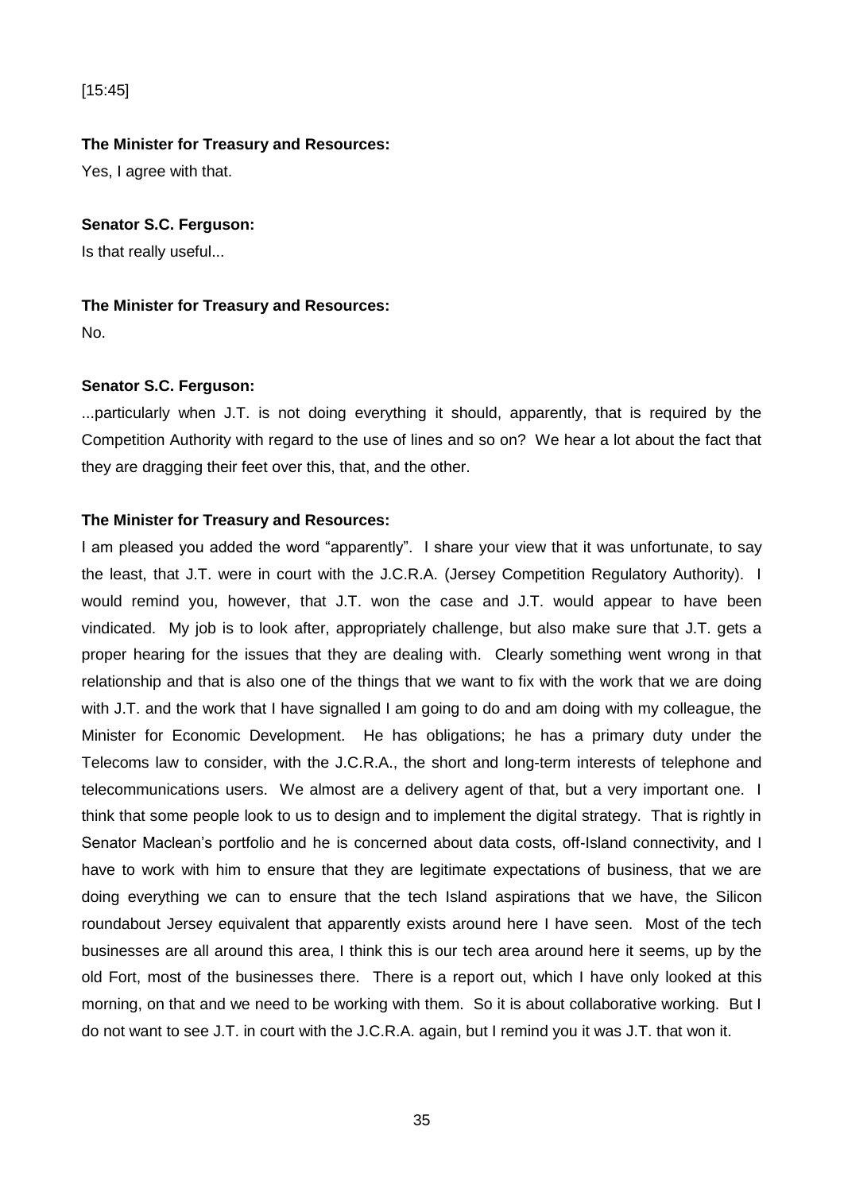[15:45]

**The Minister for Treasury and Resources:**

Yes, I agree with that.

**Senator S.C. Ferguson:**

Is that really useful...

**The Minister for Treasury and Resources:**

No.

**Senator S.C. Ferguson:**

...particularly when J.T. is not doing everything it should, apparently, that is required by the Competition Authority with regard to the use of lines and so on? We hear a lot about the fact that they are dragging their feet over this, that, and the other.

**The Minister for Treasury and Resources:**

I am pleased you added the word "apparently". I share your view that it was unfortunate, to say the least, that J.T. were in court with the J.C.R.A. (Jersey Competition Regulatory Authority). I would remind you, however, that J.T. won the case and J.T. would appear to have been vindicated. My job is to look after, appropriately challenge, but also make sure that J.T. gets a proper hearing for the issues that they are dealing with. Clearly something went wrong in that relationship and that is also one of the things that we want to fix with the work that we are doing with J.T. and the work that I have signalled I am going to do and am doing with my colleague, the Minister for Economic Development. He has obligations; he has a primary duty under the Telecoms law to consider, with the J.C.R.A., the short and long-term interests of telephone and telecommunications users. We almost are a delivery agent of that, but a very important one. I think that some people look to us to design and to implement the digital strategy. That is rightly in Senator Maclean's portfolio and he is concerned about data costs, off-Island connectivity, and I have to work with him to ensure that they are legitimate expectations of business, that we are doing everything we can to ensure that the tech Island aspirations that we have, the Silicon roundabout Jersey equivalent that apparently exists around here I have seen. Most of the tech businesses are all around this area, I think this is our tech area around here it seems, up by the old Fort, most of the businesses there. There is a report out, which I have only looked at this morning, on that and we need to be working with them. So it is about collaborative working. But I do not want to see J.T. in court with the J.C.R.A. again, but I remind you it was J.T. that won it.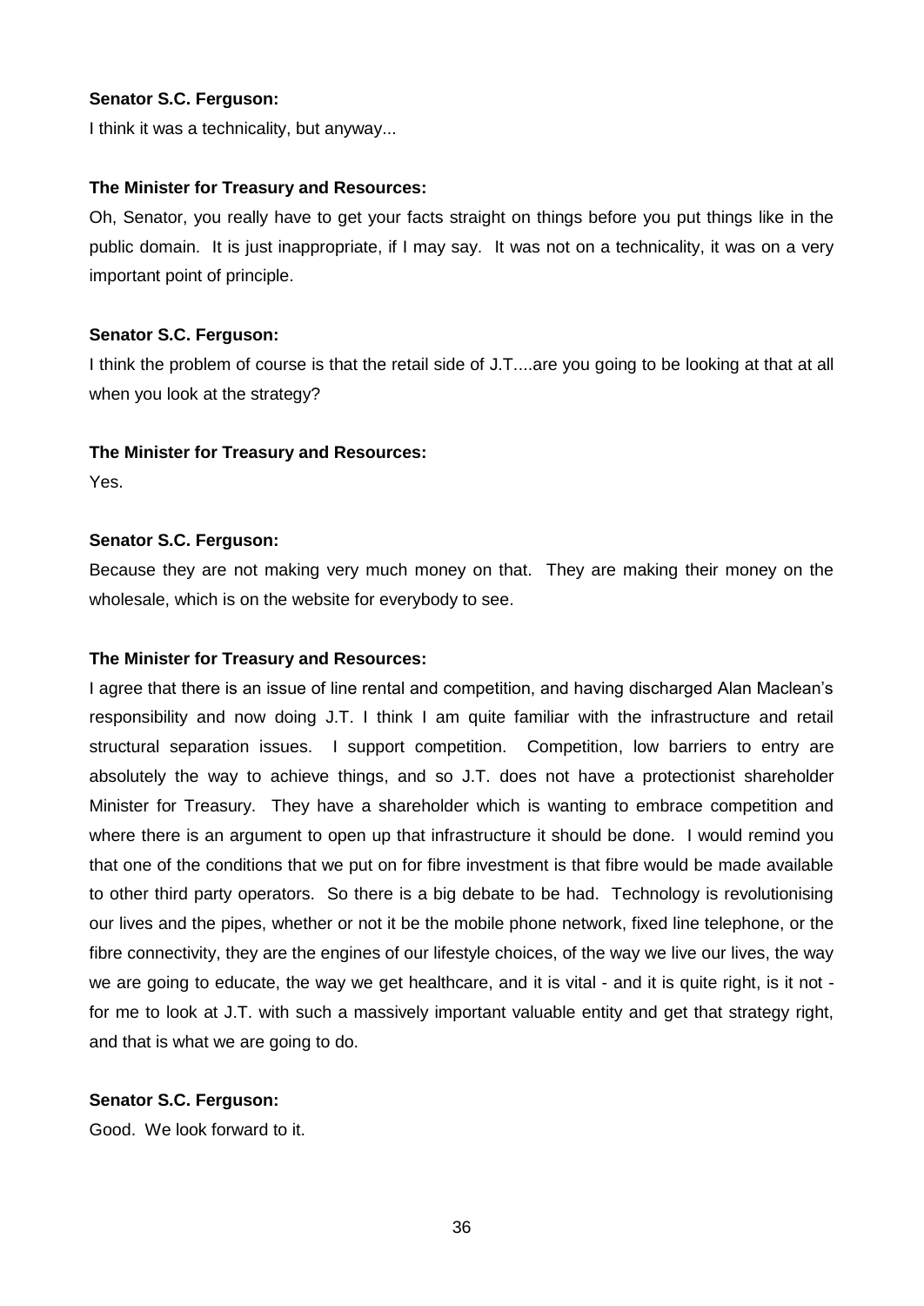**Senator S.C. Ferguson:**

I think it was a technicality, but anyway...

**The Minister for Treasury and Resources:**

Oh, Senator, you really have to get your facts straight on things before you put things like in the public domain. It is just inappropriate, if I may say. It was not on a technicality, it was on a very important point of principle.

**Senator S.C. Ferguson:**

I think the problem of course is that the retail side of J.T....are you going to be looking at that at all when you look at the strategy?

**The Minister for Treasury and Resources:**

Yes.

**Senator S.C. Ferguson:**

Because they are not making very much money on that. They are making their money on the wholesale, which is on the website for everybody to see.

**The Minister for Treasury and Resources:**

I agree that there is an issue of line rental and competition, and having discharged Alan Maclean's responsibility and now doing J.T. I think I am quite familiar with the infrastructure and retail structural separation issues. I support competition. Competition, low barriers to entry are absolutely the way to achieve things, and so J.T. does not have a protectionist shareholder Minister for Treasury. They have a shareholder which is wanting to embrace competition and where there is an argument to open up that infrastructure it should be done. I would remind you that one of the conditions that we put on for fibre investment is that fibre would be made available to other third party operators. So there is a big debate to be had. Technology is revolutionising our lives and the pipes, whether or not it be the mobile phone network, fixed line telephone, or the fibre connectivity, they are the engines of our lifestyle choices, of the way we live our lives, the way we are going to educate, the way we get healthcare, and it is vital - and it is quite right, is it not - for me to look at J.T. with such a massively important valuable entity and get that strategy right, and that is what we are going to do.

**Senator S.C. Ferguson:**

Good. We look forward to it.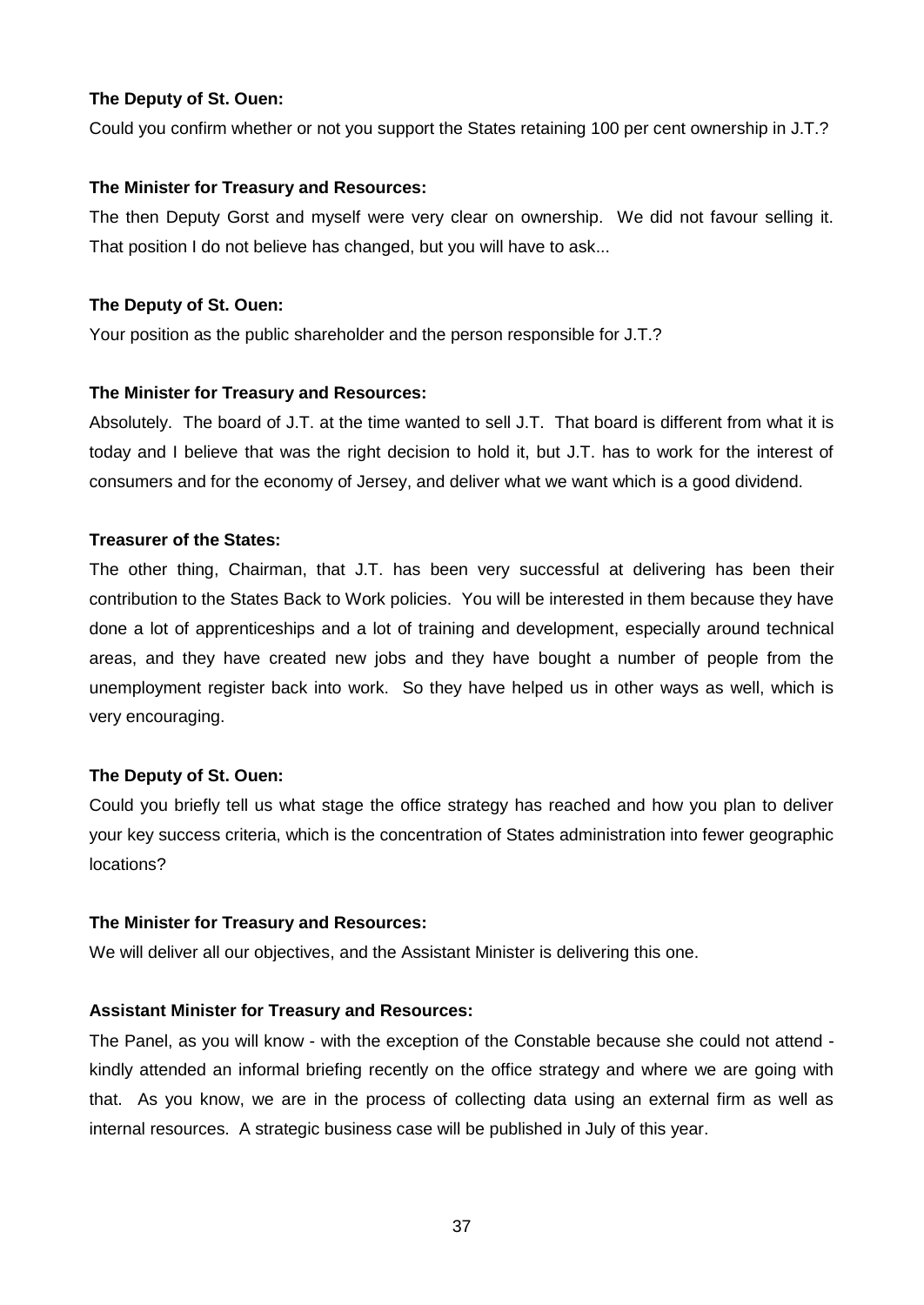**The Deputy of St. Ouen:**

Could you confirm whether or not you support the States retaining 100 per cent ownership in J.T.?

**The Minister for Treasury and Resources:**

The then Deputy Gorst and myself were very clear on ownership. We did not favour selling it. That position I do not believe has changed, but you will have to ask...

**The Deputy of St. Ouen:**

Your position as the public shareholder and the person responsible for J.T.?

**The Minister for Treasury and Resources:**

Absolutely. The board of J.T. at the time wanted to sell J.T. That board is different from what it is today and I believe that was the right decision to hold it, but J.T. has to work for the interest of consumers and for the economy of Jersey, and deliver what we want which is a good dividend.

**Treasurer of the States:**

The other thing, Chairman, that J.T. has been very successful at delivering has been their contribution to the States Back to Work policies. You will be interested in them because they have done a lot of apprenticeships and a lot of training and development, especially around technical areas, and they have created new jobs and they have bought a number of people from the unemployment register back into work. So they have helped us in other ways as well, which is very encouraging.

**The Deputy of St. Ouen:**

Could you briefly tell us what stage the office strategy has reached and how you plan to deliver your key success criteria, which is the concentration of States administration into fewer geographic locations?

**The Minister for Treasury and Resources:**

We will deliver all our objectives, and the Assistant Minister is delivering this one.

**Assistant Minister for Treasury and Resources:**

The Panel, as you will know - with the exception of the Constable because she could not attend - kindly attended an informal briefing recently on the office strategy and where we are going with that. As you know, we are in the process of collecting data using an external firm as well as internal resources. A strategic business case will be published in July of this year.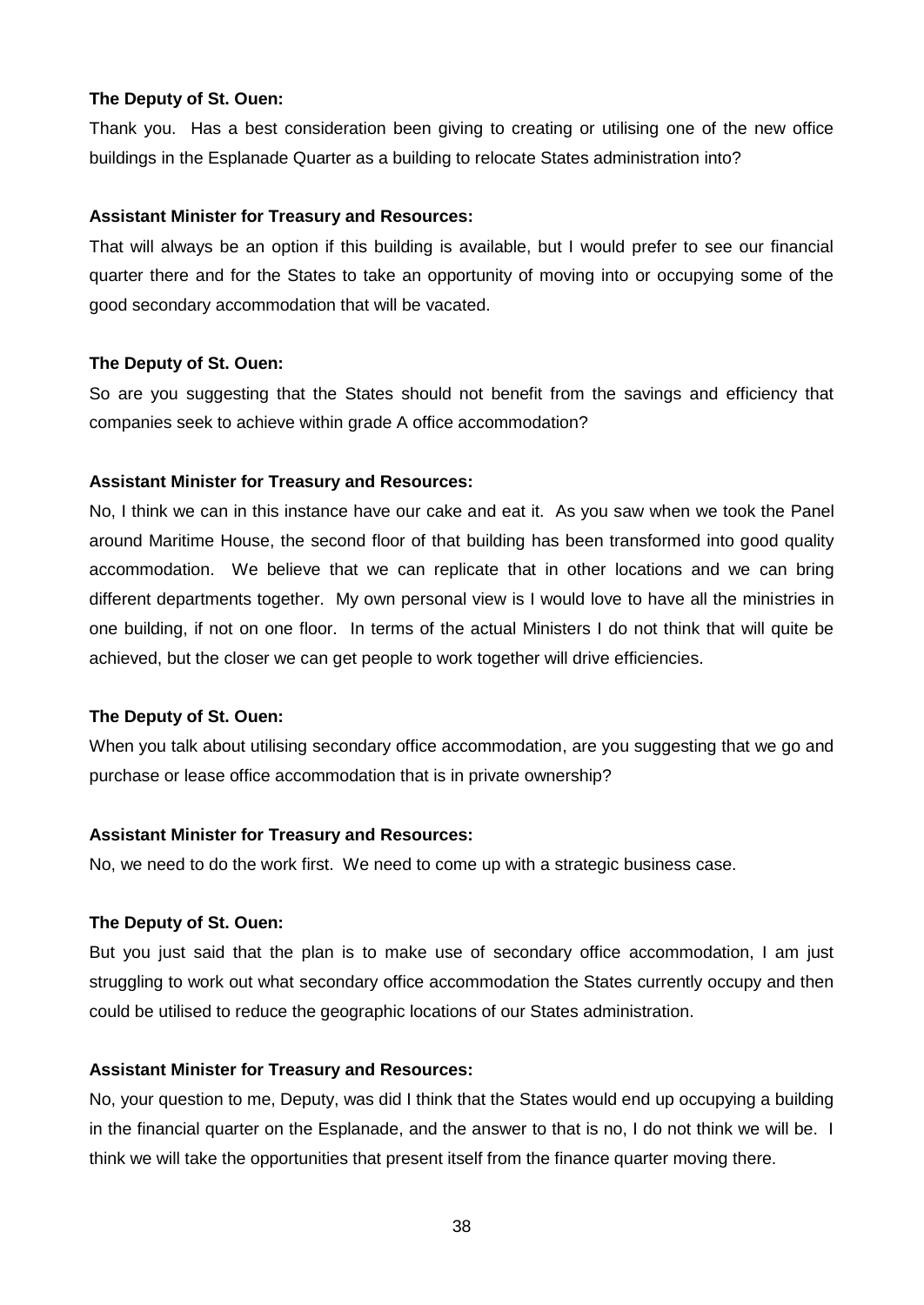**The Deputy of St. Ouen:**

Thank you. Has a best consideration been giving to creating or utilising one of the new office buildings in the Esplanade Quarter as a building to relocate States administration into?

**Assistant Minister for Treasury and Resources:**

That will always be an option if this building is available, but I would prefer to see our financial quarter there and for the States to take an opportunity of moving into or occupying some of the good secondary accommodation that will be vacated.

**The Deputy of St. Ouen:**

So are you suggesting that the States should not benefit from the savings and efficiency that companies seek to achieve within grade A office accommodation?

**Assistant Minister for Treasury and Resources:**

No, I think we can in this instance have our cake and eat it. As you saw when we took the Panel around Maritime House, the second floor of that building has been transformed into good quality accommodation. We believe that we can replicate that in other locations and we can bring different departments together. My own personal view is I would love to have all the ministries in one building, if not on one floor. In terms of the actual Ministers I do not think that will quite be achieved, but the closer we can get people to work together will drive efficiencies.

**The Deputy of St. Ouen:**

When you talk about utilising secondary office accommodation, are you suggesting that we go and purchase or lease office accommodation that is in private ownership?

**Assistant Minister for Treasury and Resources:**

No, we need to do the work first. We need to come up with a strategic business case.

**The Deputy of St. Ouen:**

But you just said that the plan is to make use of secondary office accommodation, I am just struggling to work out what secondary office accommodation the States currently occupy and then could be utilised to reduce the geographic locations of our States administration.

**Assistant Minister for Treasury and Resources:**

No, your question to me, Deputy, was did I think that the States would end up occupying a building in the financial quarter on the Esplanade, and the answer to that is no, I do not think we will be. I think we will take the opportunities that present itself from the finance quarter moving there.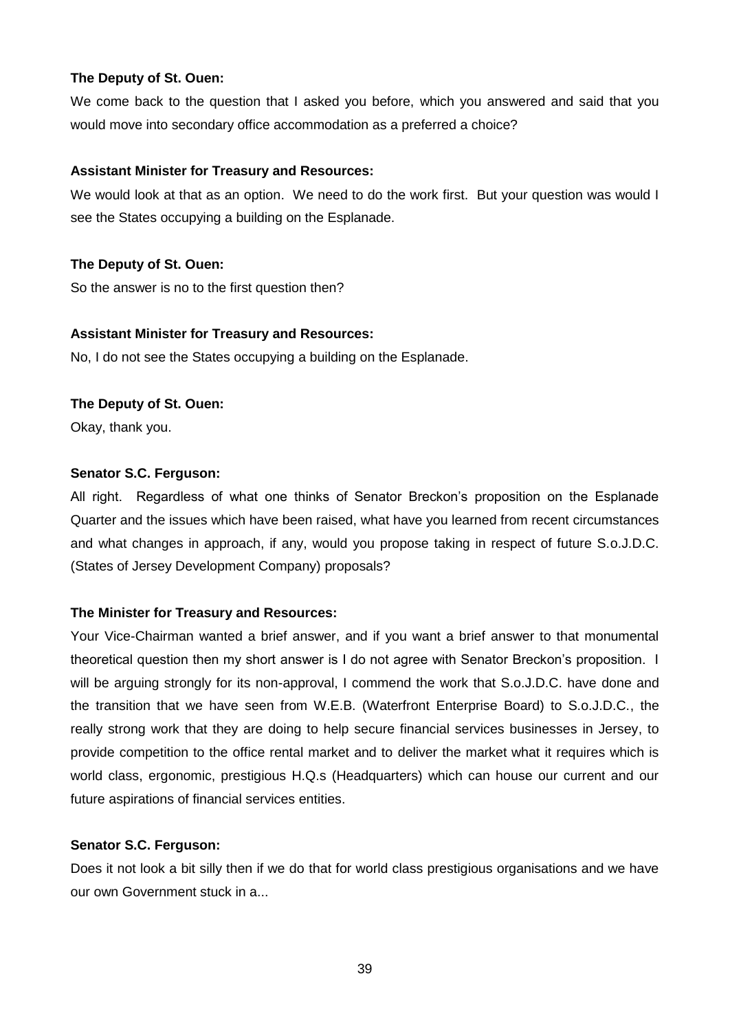**The Deputy of St. Ouen:**

We come back to the question that I asked you before, which you answered and said that you would move into secondary office accommodation as a preferred a choice?

**Assistant Minister for Treasury and Resources:**

We would look at that as an option. We need to do the work first. But your question was would I see the States occupying a building on the Esplanade.

**The Deputy of St. Ouen:**

So the answer is no to the first question then?

**Assistant Minister for Treasury and Resources:**

No, I do not see the States occupying a building on the Esplanade.

**The Deputy of St. Ouen:**

Okay, thank you.

**Senator S.C. Ferguson:**

All right. Regardless of what one thinks of Senator Breckon's proposition on the Esplanade Quarter and the issues which have been raised, what have you learned from recent circumstances and what changes in approach, if any, would you propose taking in respect of future S.o.J.D.C. (States of Jersey Development Company) proposals?

**The Minister for Treasury and Resources:**

Your Vice-Chairman wanted a brief answer, and if you want a brief answer to that monumental theoretical question then my short answer is I do not agree with Senator Breckon's proposition. I will be arguing strongly for its non-approval, I commend the work that S.o.J.D.C. have done and the transition that we have seen from W.E.B. (Waterfront Enterprise Board) to S.o.J.D.C., the really strong work that they are doing to help secure financial services businesses in Jersey, to provide competition to the office rental market and to deliver the market what it requires which is world class, ergonomic, prestigious H.Q.s (Headquarters) which can house our current and our future aspirations of financial services entities.

**Senator S.C. Ferguson:**

Does it not look a bit silly then if we do that for world class prestigious organisations and we have our own Government stuck in a...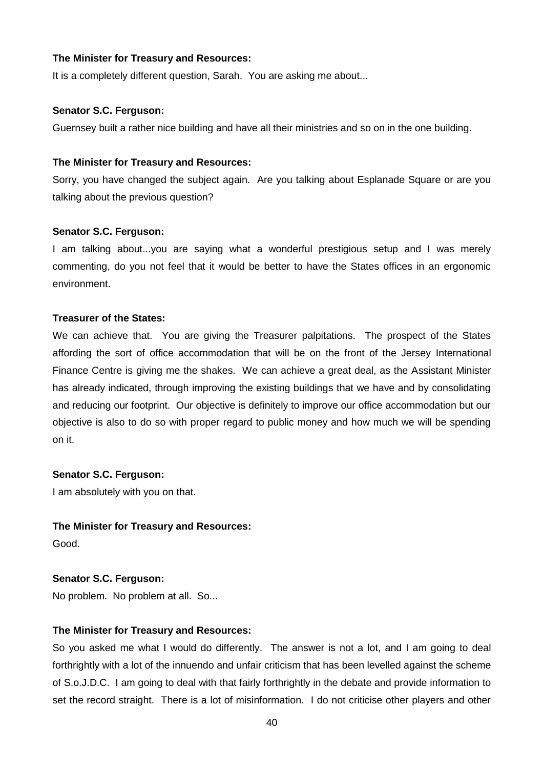**The Minister for Treasury and Resources:**

It is a completely different question, Sarah. You are asking me about...

**Senator S.C. Ferguson:**

Guernsey built a rather nice building and have all their ministries and so on in the one building.

**The Minister for Treasury and Resources:**

Sorry, you have changed the subject again. Are you talking about Esplanade Square or are you talking about the previous question?

**Senator S.C. Ferguson:**

I am talking about...you are saying what a wonderful prestigious setup and I was merely commenting, do you not feel that it would be better to have the States offices in an ergonomic environment.

**Treasurer of the States:**

We can achieve that. You are giving the Treasurer palpitations. The prospect of the States affording the sort of office accommodation that will be on the front of the Jersey International Finance Centre is giving me the shakes. We can achieve a great deal, as the Assistant Minister has already indicated, through improving the existing buildings that we have and by consolidating and reducing our footprint. Our objective is definitely to improve our office accommodation but our objective is also to do so with proper regard to public money and how much we will be spending on it.

**Senator S.C. Ferguson:**

I am absolutely with you on that.

**The Minister for Treasury and Resources:**

Good.

**Senator S.C. Ferguson:**

No problem. No problem at all. So...

**The Minister for Treasury and Resources:**

So you asked me what I would do differently. The answer is not a lot, and I am going to deal forthrightly with a lot of the innuendo and unfair criticism that has been levelled against the scheme of S.o.J.D.C. I am going to deal with that fairly forthrightly in the debate and provide information to set the record straight. There is a lot of misinformation. I do not criticise other players and other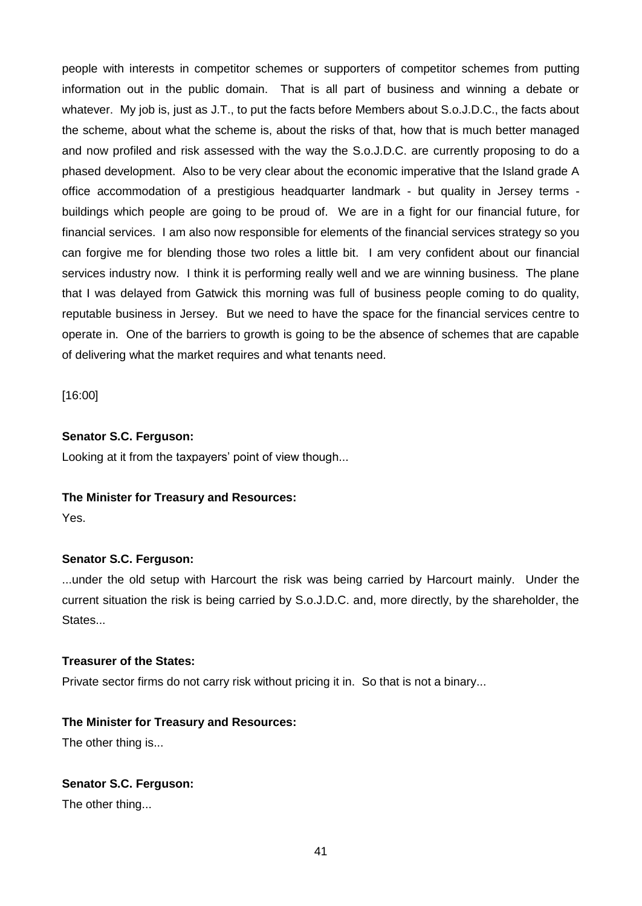people with interests in competitor schemes or supporters of competitor schemes from putting information out in the public domain. That is all part of business and winning a debate or whatever. My job is, just as J.T., to put the facts before Members about S.o.J.D.C., the facts about the scheme, about what the scheme is, about the risks of that, how that is much better managed and now profiled and risk assessed with the way the S.o.J.D.C. are currently proposing to do a phased development. Also to be very clear about the economic imperative that the Island grade A office accommodation of a prestigious headquarter landmark - but quality in Jersey terms - buildings which people are going to be proud of. We are in a fight for our financial future, for financial services. I am also now responsible for elements of the financial services strategy so you can forgive me for blending those two roles a little bit. I am very confident about our financial services industry now. I think it is performing really well and we are winning business. The plane that I was delayed from Gatwick this morning was full of business people coming to do quality, reputable business in Jersey. But we need to have the space for the financial services centre to operate in. One of the barriers to growth is going to be the absence of schemes that are capable of delivering what the market requires and what tenants need.

[16:00]

**Senator S.C. Ferguson:**

Looking at it from the taxpayers' point of view though...

**The Minister for Treasury and Resources:**

Yes.

**Senator S.C. Ferguson:**

...under the old setup with Harcourt the risk was being carried by Harcourt mainly. Under the current situation the risk is being carried by S.o.J.D.C. and, more directly, by the shareholder, the States...

**Treasurer of the States:**

Private sector firms do not carry risk without pricing it in. So that is not a binary...

**The Minister for Treasury and Resources:**

The other thing is...

**Senator S.C. Ferguson:**

The other thing...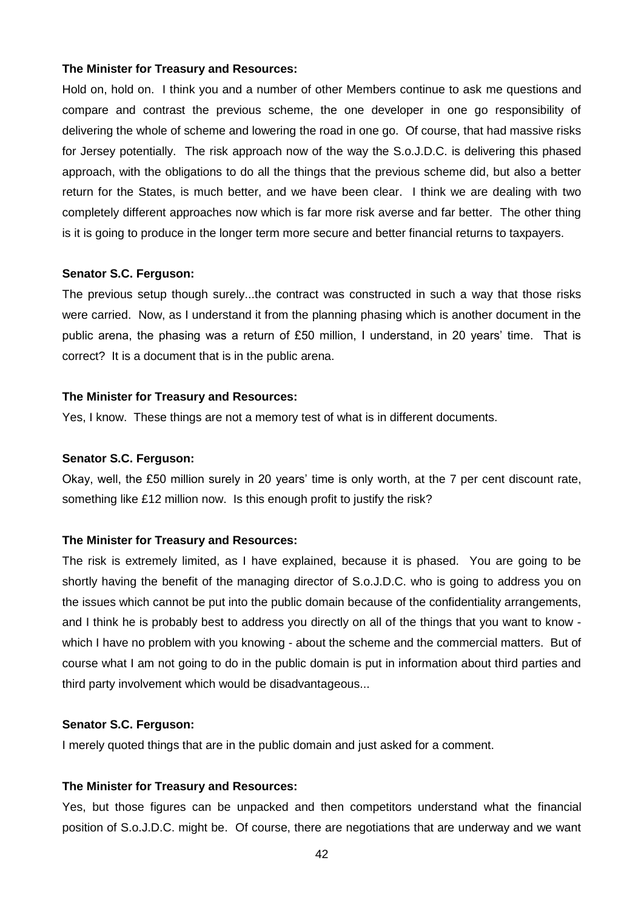**The Minister for Treasury and Resources:**

Hold on, hold on. I think you and a number of other Members continue to ask me questions and compare and contrast the previous scheme, the one developer in one go responsibility of delivering the whole of scheme and lowering the road in one go. Of course, that had massive risks for Jersey potentially. The risk approach now of the way the S.o.J.D.C. is delivering this phased approach, with the obligations to do all the things that the previous scheme did, but also a better return for the States, is much better, and we have been clear. I think we are dealing with two completely different approaches now which is far more risk averse and far better. The other thing is it is going to produce in the longer term more secure and better financial returns to taxpayers.

**Senator S.C. Ferguson:**

The previous setup though surely...the contract was constructed in such a way that those risks were carried. Now, as I understand it from the planning phasing which is another document in the public arena, the phasing was a return of £50 million, I understand, in 20 years' time. That is correct? It is a document that is in the public arena.

**The Minister for Treasury and Resources:**

Yes, I know. These things are not a memory test of what is in different documents.

**Senator S.C. Ferguson:**

Okay, well, the £50 million surely in 20 years' time is only worth, at the 7 per cent discount rate, something like £12 million now. Is this enough profit to justify the risk?

**The Minister for Treasury and Resources:**

The risk is extremely limited, as I have explained, because it is phased. You are going to be shortly having the benefit of the managing director of S.o.J.D.C. who is going to address you on the issues which cannot be put into the public domain because of the confidentiality arrangements, and I think he is probably best to address you directly on all of the things that you want to know - which I have no problem with you knowing - about the scheme and the commercial matters. But of course what I am not going to do in the public domain is put in information about third parties and third party involvement which would be disadvantageous...

**Senator S.C. Ferguson:**

I merely quoted things that are in the public domain and just asked for a comment.

**The Minister for Treasury and Resources:**

Yes, but those figures can be unpacked and then competitors understand what the financial position of S.o.J.D.C. might be. Of course, there are negotiations that are underway and we want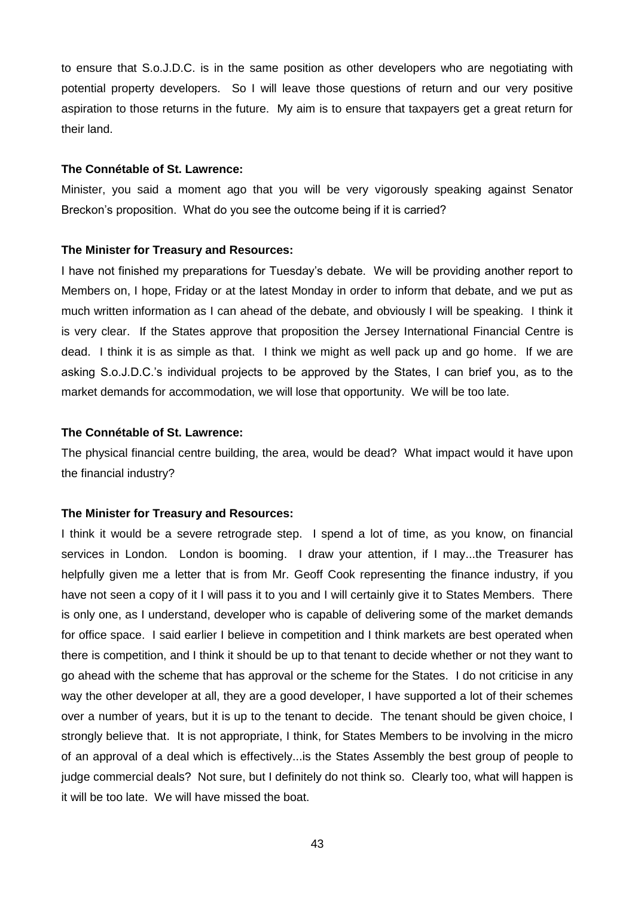to ensure that S.o.J.D.C. is in the same position as other developers who are negotiating with potential property developers. So I will leave those questions of return and our very positive aspiration to those returns in the future. My aim is to ensure that taxpayers get a great return for their land.

**The Connétable of St. Lawrence:**

Minister, you said a moment ago that you will be very vigorously speaking against Senator Breckon's proposition. What do you see the outcome being if it is carried?

**The Minister for Treasury and Resources:**

I have not finished my preparations for Tuesday's debate. We will be providing another report to Members on, I hope, Friday or at the latest Monday in order to inform that debate, and we put as much written information as I can ahead of the debate, and obviously I will be speaking. I think it is very clear. If the States approve that proposition the Jersey International Financial Centre is dead. I think it is as simple as that. I think we might as well pack up and go home. If we are asking S.o.J.D.C.'s individual projects to be approved by the States, I can brief you, as to the market demands for accommodation, we will lose that opportunity. We will be too late.

**The Connétable of St. Lawrence:**

The physical financial centre building, the area, would be dead? What impact would it have upon the financial industry?

**The Minister for Treasury and Resources:**

I think it would be a severe retrograde step. I spend a lot of time, as you know, on financial services in London. London is booming. I draw your attention, if I may...the Treasurer has helpfully given me a letter that is from Mr. Geoff Cook representing the finance industry, if you have not seen a copy of it I will pass it to you and I will certainly give it to States Members. There is only one, as I understand, developer who is capable of delivering some of the market demands for office space. I said earlier I believe in competition and I think markets are best operated when there is competition, and I think it should be up to that tenant to decide whether or not they want to go ahead with the scheme that has approval or the scheme for the States. I do not criticise in any way the other developer at all, they are a good developer, I have supported a lot of their schemes over a number of years, but it is up to the tenant to decide. The tenant should be given choice, I strongly believe that. It is not appropriate, I think, for States Members to be involving in the micro of an approval of a deal which is effectively...is the States Assembly the best group of people to judge commercial deals? Not sure, but I definitely do not think so. Clearly too, what will happen is it will be too late. We will have missed the boat.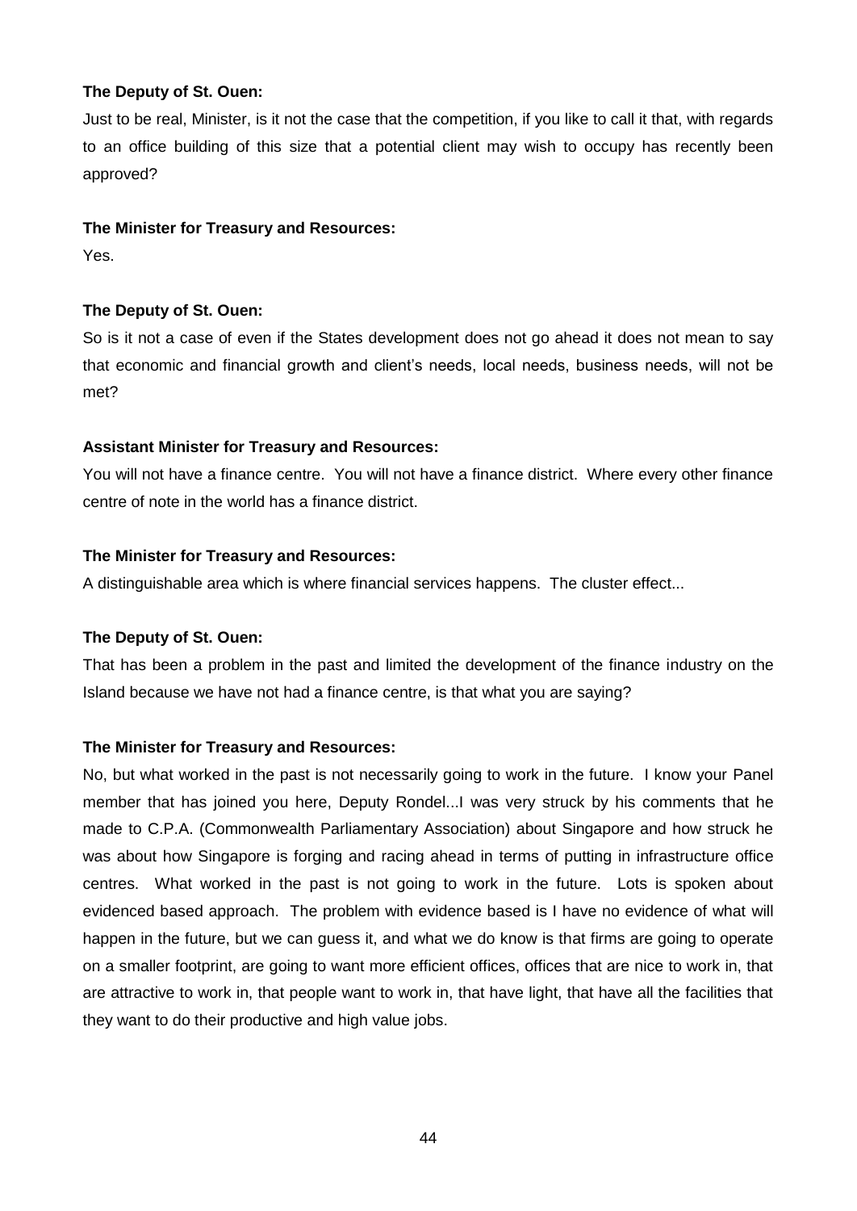**The Deputy of St. Ouen:**

Just to be real, Minister, is it not the case that the competition, if you like to call it that, with regards to an office building of this size that a potential client may wish to occupy has recently been approved?

**The Minister for Treasury and Resources:**

Yes.

**The Deputy of St. Ouen:**

So is it not a case of even if the States development does not go ahead it does not mean to say that economic and financial growth and client's needs, local needs, business needs, will not be met?

**Assistant Minister for Treasury and Resources:**

You will not have a finance centre. You will not have a finance district. Where every other finance centre of note in the world has a finance district.

**The Minister for Treasury and Resources:**

A distinguishable area which is where financial services happens. The cluster effect...

**The Deputy of St. Ouen:**

That has been a problem in the past and limited the development of the finance industry on the Island because we have not had a finance centre, is that what you are saying?

**The Minister for Treasury and Resources:**

No, but what worked in the past is not necessarily going to work in the future. I know your Panel member that has joined you here, Deputy Rondel...I was very struck by his comments that he made to C.P.A. (Commonwealth Parliamentary Association) about Singapore and how struck he was about how Singapore is forging and racing ahead in terms of putting in infrastructure office centres. What worked in the past is not going to work in the future. Lots is spoken about evidenced based approach. The problem with evidence based is I have no evidence of what will happen in the future, but we can guess it, and what we do know is that firms are going to operate on a smaller footprint, are going to want more efficient offices, offices that are nice to work in, that are attractive to work in, that people want to work in, that have light, that have all the facilities that they want to do their productive and high value jobs.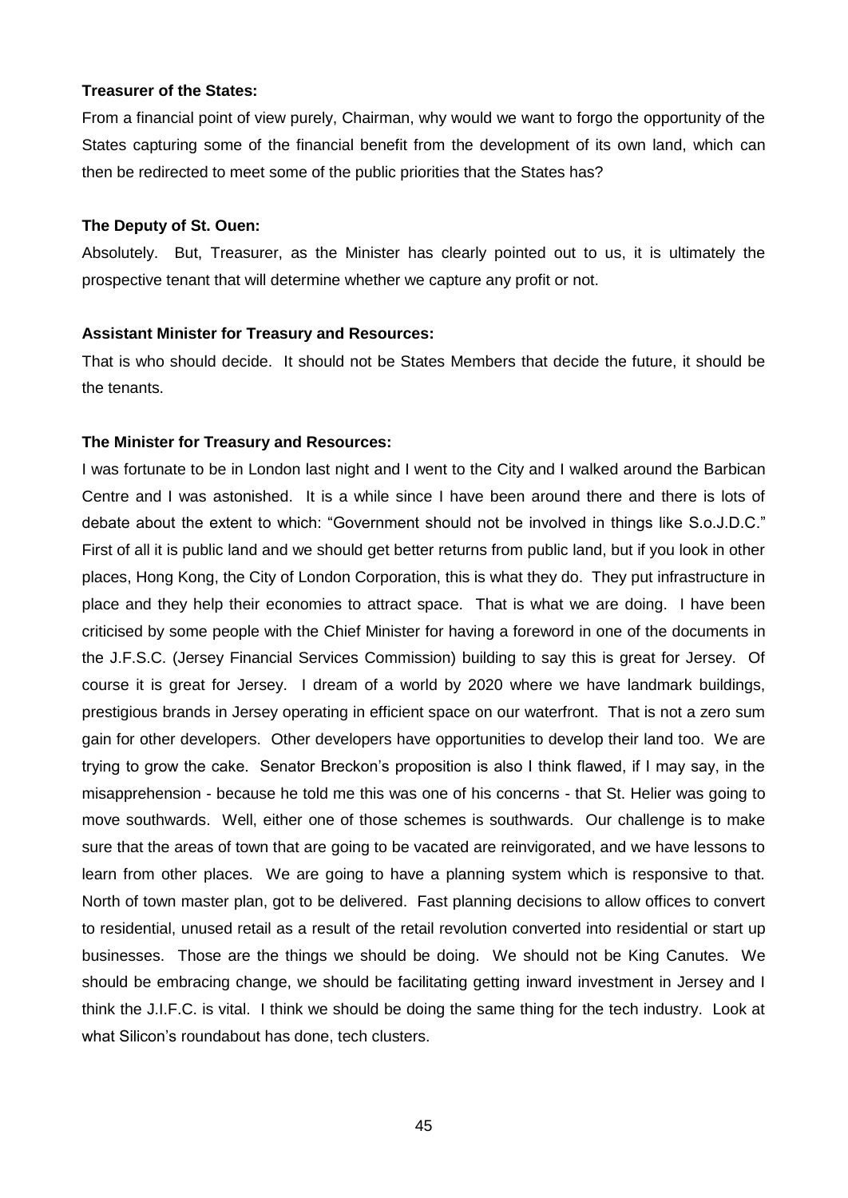**Treasurer of the States:**

From a financial point of view purely, Chairman, why would we want to forgo the opportunity of the States capturing some of the financial benefit from the development of its own land, which can then be redirected to meet some of the public priorities that the States has?

**The Deputy of St. Ouen:**

Absolutely. But, Treasurer, as the Minister has clearly pointed out to us, it is ultimately the prospective tenant that will determine whether we capture any profit or not.

**Assistant Minister for Treasury and Resources:**

That is who should decide. It should not be States Members that decide the future, it should be the tenants.

**The Minister for Treasury and Resources:**

I was fortunate to be in London last night and I went to the City and I walked around the Barbican Centre and I was astonished. It is a while since I have been around there and there is lots of debate about the extent to which: "Government should not be involved in things like S.o.J.D.C." First of all it is public land and we should get better returns from public land, but if you look in other places, Hong Kong, the City of London Corporation, this is what they do. They put infrastructure in place and they help their economies to attract space. That is what we are doing. I have been criticised by some people with the Chief Minister for having a foreword in one of the documents in the J.F.S.C. (Jersey Financial Services Commission) building to say this is great for Jersey. Of course it is great for Jersey. I dream of a world by 2020 where we have landmark buildings, prestigious brands in Jersey operating in efficient space on our waterfront. That is not a zero sum gain for other developers. Other developers have opportunities to develop their land too. We are trying to grow the cake. Senator Breckon's proposition is also I think flawed, if I may say, in the misapprehension - because he told me this was one of his concerns - that St. Helier was going to move southwards. Well, either one of those schemes is southwards. Our challenge is to make sure that the areas of town that are going to be vacated are reinvigorated, and we have lessons to learn from other places. We are going to have a planning system which is responsive to that. North of town master plan, got to be delivered. Fast planning decisions to allow offices to convert to residential, unused retail as a result of the retail revolution converted into residential or start up businesses. Those are the things we should be doing. We should not be King Canutes. We should be embracing change, we should be facilitating getting inward investment in Jersey and I think the J.I.F.C. is vital. I think we should be doing the same thing for the tech industry. Look at what Silicon's roundabout has done, tech clusters.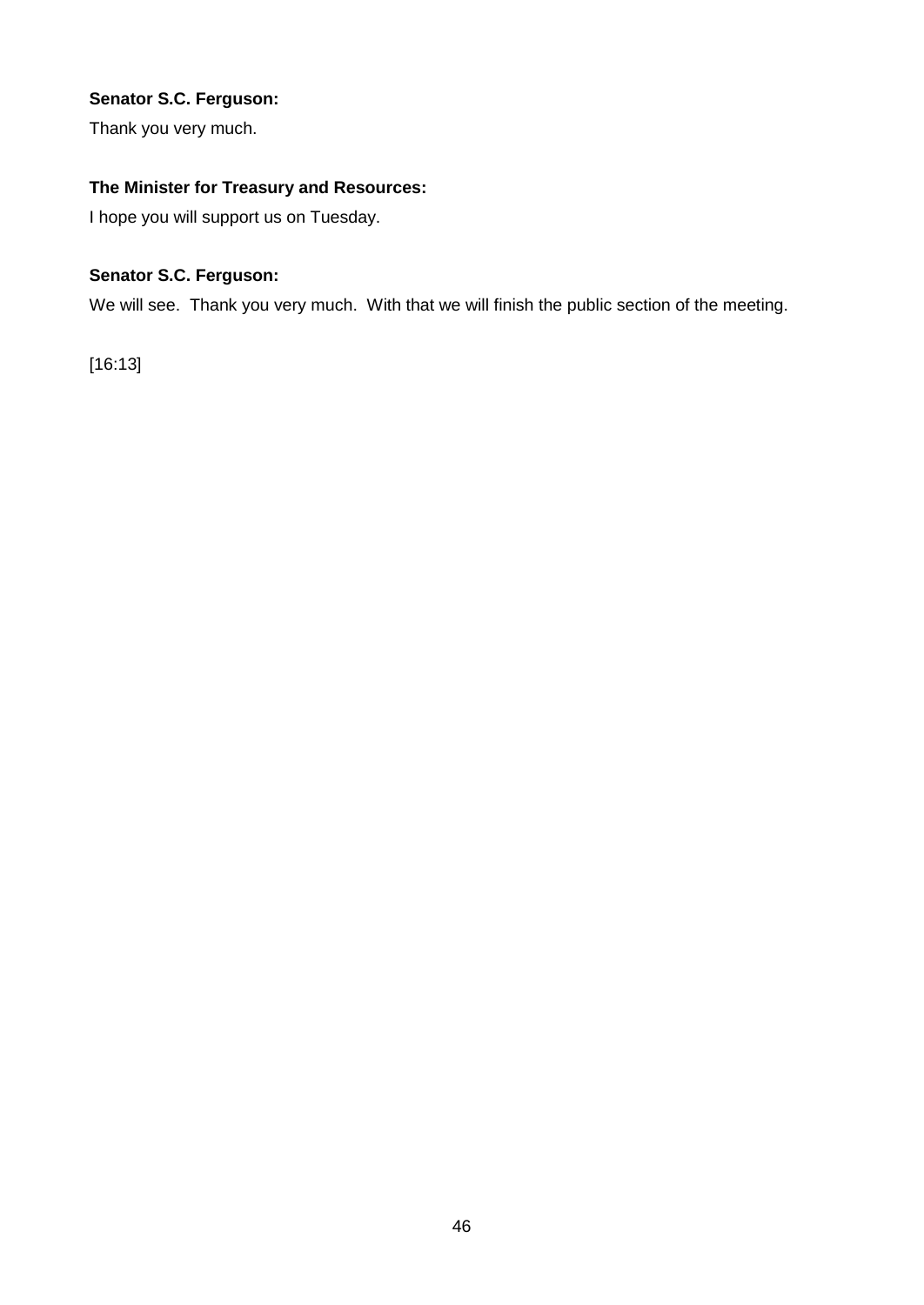**Senator S.C. Ferguson:**

Thank you very much.

**The Minister for Treasury and Resources:**

I hope you will support us on Tuesday.

**Senator S.C. Ferguson:**

We will see. Thank you very much. With that we will finish the public section of the meeting.

[16:13]